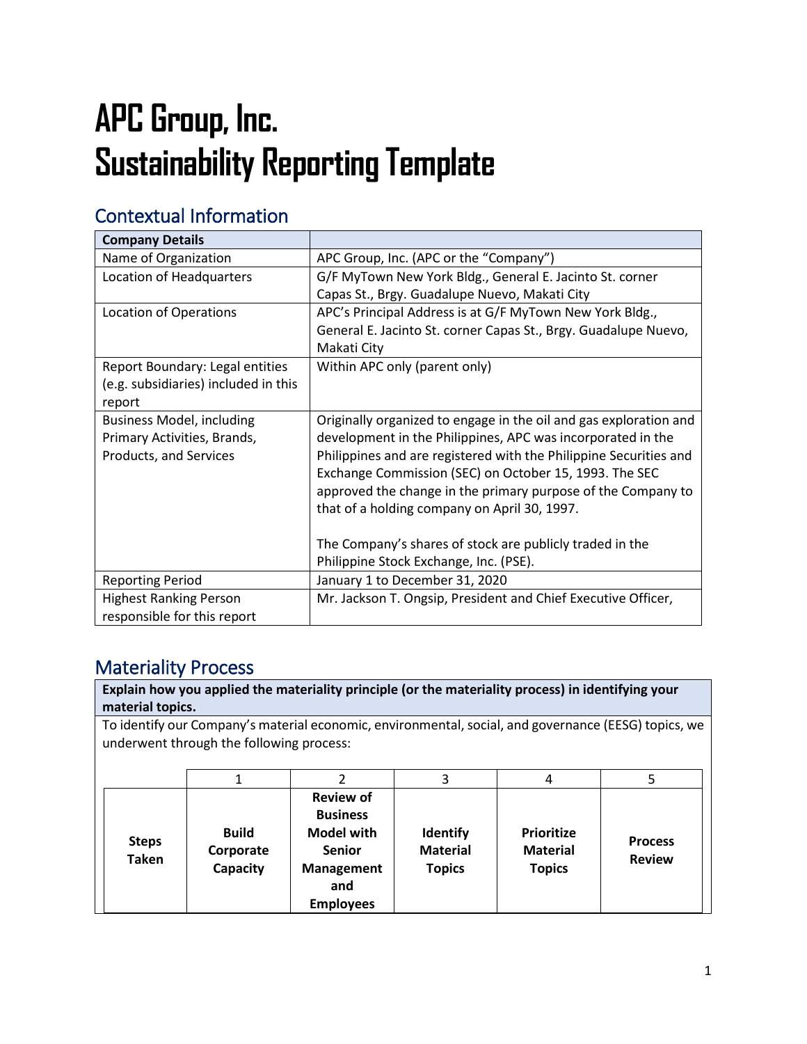# APC Group, Inc.
# Sustainability Reporting Template

## Contextual Information

| Company Details | |
|---|---|
| Name of Organization | APC Group, Inc. (APC or the "Company") |
| Location of Headquarters | G/F MyTown New York Bldg., General E. Jacinto St. corner Capas St., Brgy. Guadalupe Nuevo, Makati City |
| Location of Operations | APC's Principal Address is at G/F MyTown New York Bldg., General E. Jacinto St. corner Capas St., Brgy. Guadalupe Nuevo, Makati City |
| Report Boundary: Legal entities (e.g. subsidiaries) included in this report | Within APC only (parent only) |
| Business Model, including Primary Activities, Brands, Products, and Services | Originally organized to engage in the oil and gas exploration and development in the Philippines, APC was incorporated in the Philippines and are registered with the Philippine Securities and Exchange Commission (SEC) on October 15, 1993. The SEC approved the change in the primary purpose of the Company to that of a holding company on April 30, 1997.<br><br>The Company's shares of stock are publicly traded in the Philippine Stock Exchange, Inc. (PSE). |
| Reporting Period | January 1 to December 31, 2020 |
| Highest Ranking Person responsible for this report | Mr. Jackson T. Ongsip, President and Chief Executive Officer, |

## Materiality Process

**Explain how you applied the materiality principle (or the materiality process) in identifying your material topics.**

To identify our Company's material economic, environmental, social, and governance (EESG) topics, we underwent through the following process:

| | 1 | 2 | 3 | 4 | 5 |
|---|---|---|---|---|---|
| **Steps Taken** | **Build Corporate Capacity** | **Review of Business Model with Senior Management and Employees** | **Identify Material Topics** | **Prioritize Material Topics** | **Process Review** |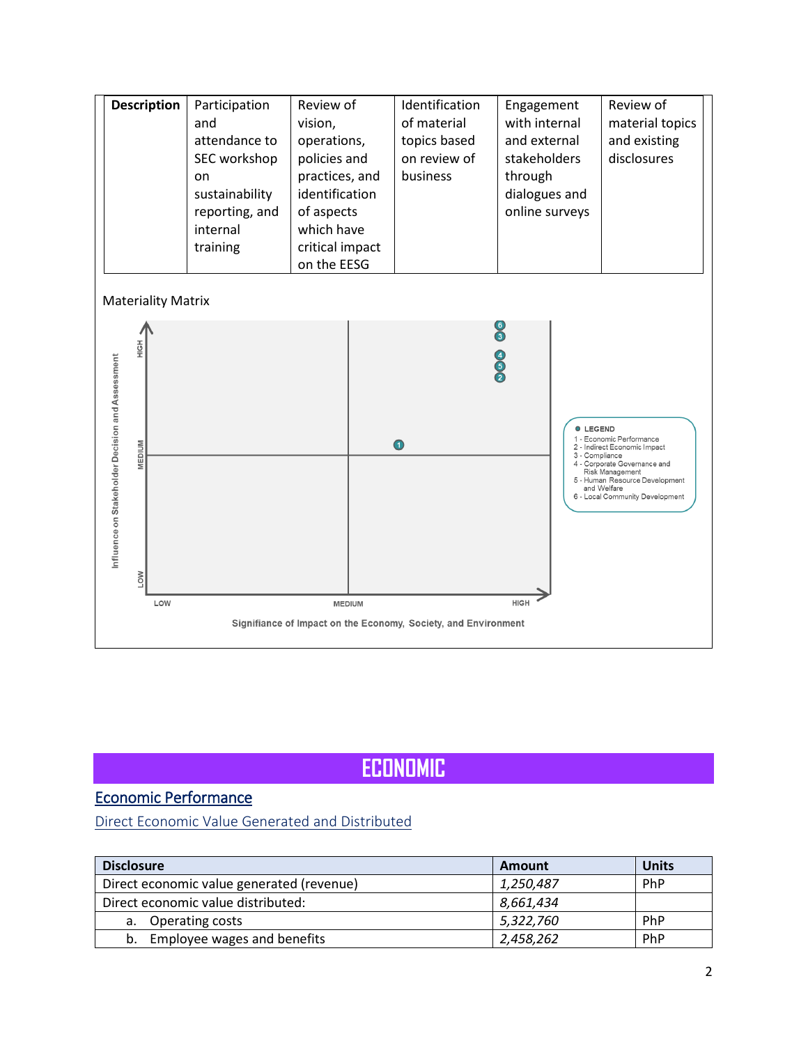| Description | Participation and attendance to SEC workshop on sustainability reporting, and internal training | Review of vision, operations, policies and practices, and identification of aspects which have critical impact on the EESG | Identification of material topics based on review of business | Engagement with internal and external stakeholders through dialogues and online surveys | Review of material topics and existing disclosures |
|---|---|---|---|---|---|

Materiality Matrix

Influence on Stakeholder Decision and Assessment (LOW – MEDIUM – HIGH)

Signifiance of Impact on the Economy, Society, and Environment (LOW – MEDIUM – HIGH)

LEGEND
1 - Economic Performance
2 - Indirect Economic Impact
3 - Compliance
4 - Corporate Governance and Risk Management
5 - Human Resource Development and Welfare
6 - Local Community Development

# ECONOMIC

## Economic Performance

### Direct Economic Value Generated and Distributed

| Disclosure | Amount | Units |
|---|---|---|
| Direct economic value generated (revenue) | *1,250,487* | PhP |
| Direct economic value distributed: | *8,661,434* | |
| a. Operating costs | *5,322,760* | PhP |
| b. Employee wages and benefits | *2,458,262* | PhP |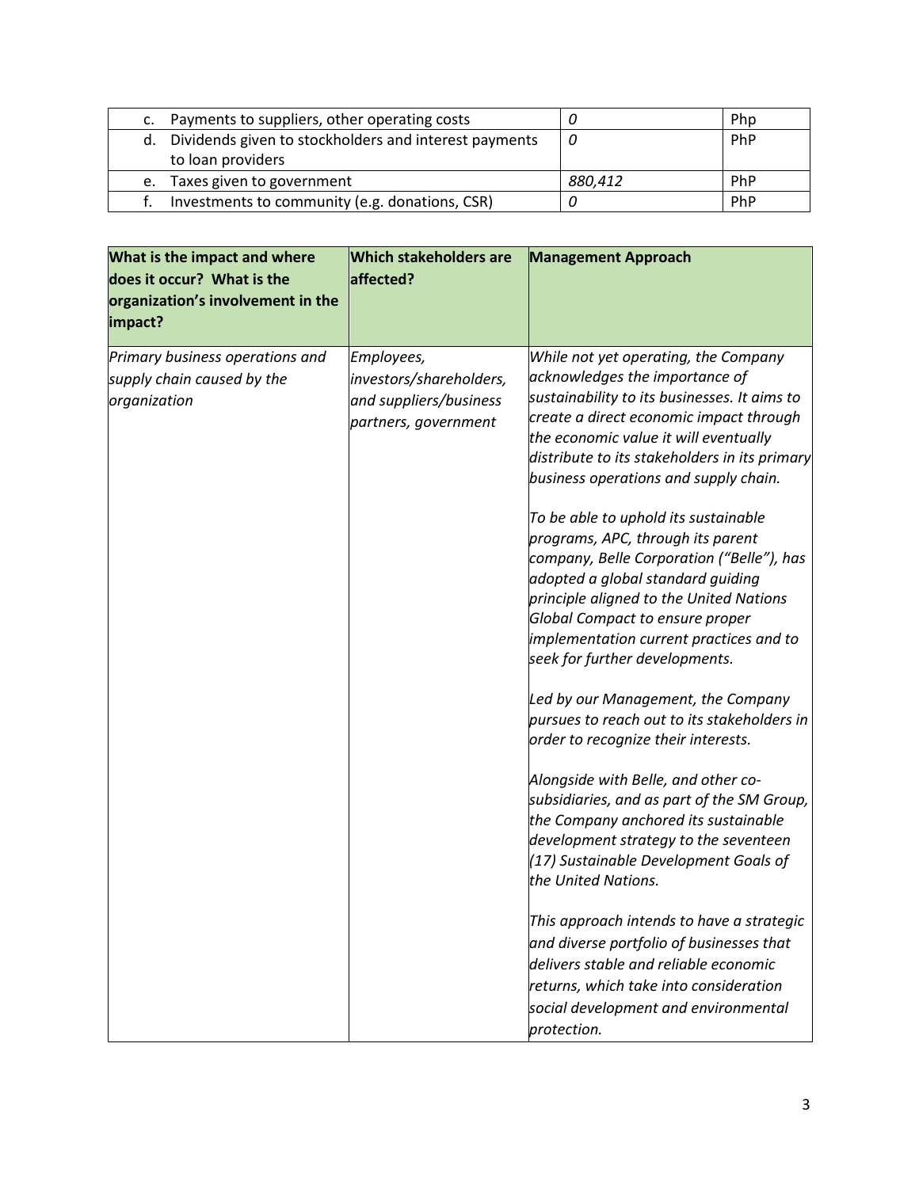| | | |
|---|---|---|
| c. Payments to suppliers, other operating costs | *0* | Php |
| d. Dividends given to stockholders and interest payments to loan providers | *0* | PhP |
| e. Taxes given to government | *880,412* | PhP |
| f. Investments to community (e.g. donations, CSR) | *0* | PhP |

| What is the impact and where does it occur? What is the organization's involvement in the impact? | Which stakeholders are affected? | Management Approach |
|---|---|---|
| *Primary business operations and supply chain caused by the organization* | *Employees, investors/shareholders, and suppliers/business partners, government* | *While not yet operating, the Company acknowledges the importance of sustainability to its businesses. It aims to create a direct economic impact through the economic value it will eventually distribute to its stakeholders in its primary business operations and supply chain.*<br><br>*To be able to uphold its sustainable programs, APC, through its parent company, Belle Corporation ("Belle"), has adopted a global standard guiding principle aligned to the United Nations Global Compact to ensure proper implementation current practices and to seek for further developments.*<br><br>*Led by our Management, the Company pursues to reach out to its stakeholders in order to recognize their interests.*<br><br>*Alongside with Belle, and other co-subsidiaries, and as part of the SM Group, the Company anchored its sustainable development strategy to the seventeen (17) Sustainable Development Goals of the United Nations.*<br><br>*This approach intends to have a strategic and diverse portfolio of businesses that delivers stable and reliable economic returns, which take into consideration social development and environmental protection.* |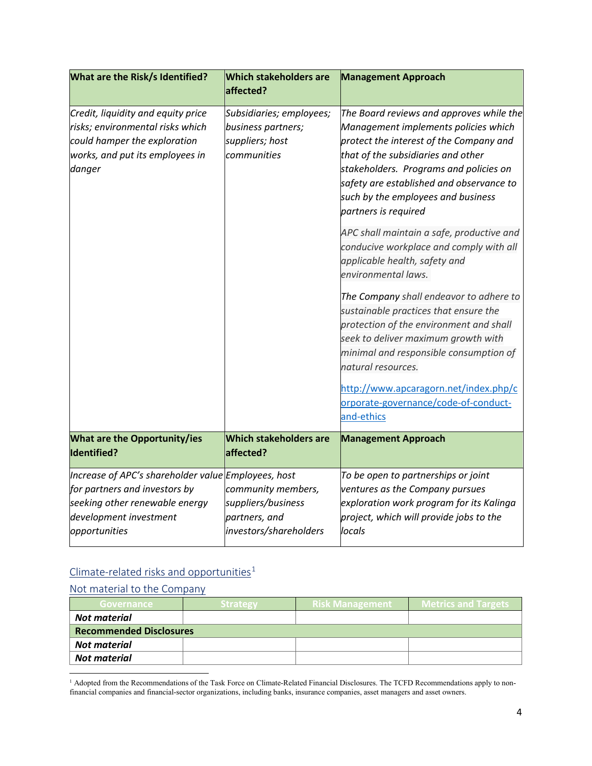| What are the Risk/s Identified? | Which stakeholders are affected? | Management Approach |
| --- | --- | --- |
| *Credit, liquidity and equity price risks; environmental risks which could hamper the exploration works, and put its employees in danger* | *Subsidiaries; employees; business partners; suppliers; host communities* | *The Board reviews and approves while the Management implements policies which protect the interest of the Company and that of the subsidiaries and other stakeholders. Programs and policies on safety are established and observance to such by the employees and business partners is required*<br><br>*APC shall maintain a safe, productive and conducive workplace and comply with all applicable health, safety and environmental laws.*<br><br>*The Company shall endeavor to adhere to sustainable practices that ensure the protection of the environment and shall seek to deliver maximum growth with minimal and responsible consumption of natural resources.*<br><br>[http://www.apcaragorn.net/index.php/corporate-governance/code-of-conduct-and-ethics](http://www.apcaragorn.net/index.php/corporate-governance/code-of-conduct-and-ethics) |
| **What are the Opportunity/ies Identified?** | **Which stakeholders are affected?** | **Management Approach** |
| *Increase of APC's shareholder value for partners and investors by seeking other renewable energy development investment opportunities* | *Employees, host community members, suppliers/business partners, and investors/shareholders* | *To be open to partnerships or joint ventures as the Company pursues exploration work program for its Kalinga project, which will provide jobs to the locals* |

## Climate-related risks and opportunities[1]

Not material to the Company

| Governance | Strategy | Risk Management | Metrics and Targets |
| --- | --- | --- | --- |
| ***Not material*** | | | |
| **Recommended Disclosures** | | | |
| ***Not material*** | | | |
| ***Not material*** | | | |

[1] Adopted from the Recommendations of the Task Force on Climate-Related Financial Disclosures. The TCFD Recommendations apply to non-financial companies and financial-sector organizations, including banks, insurance companies, asset managers and asset owners.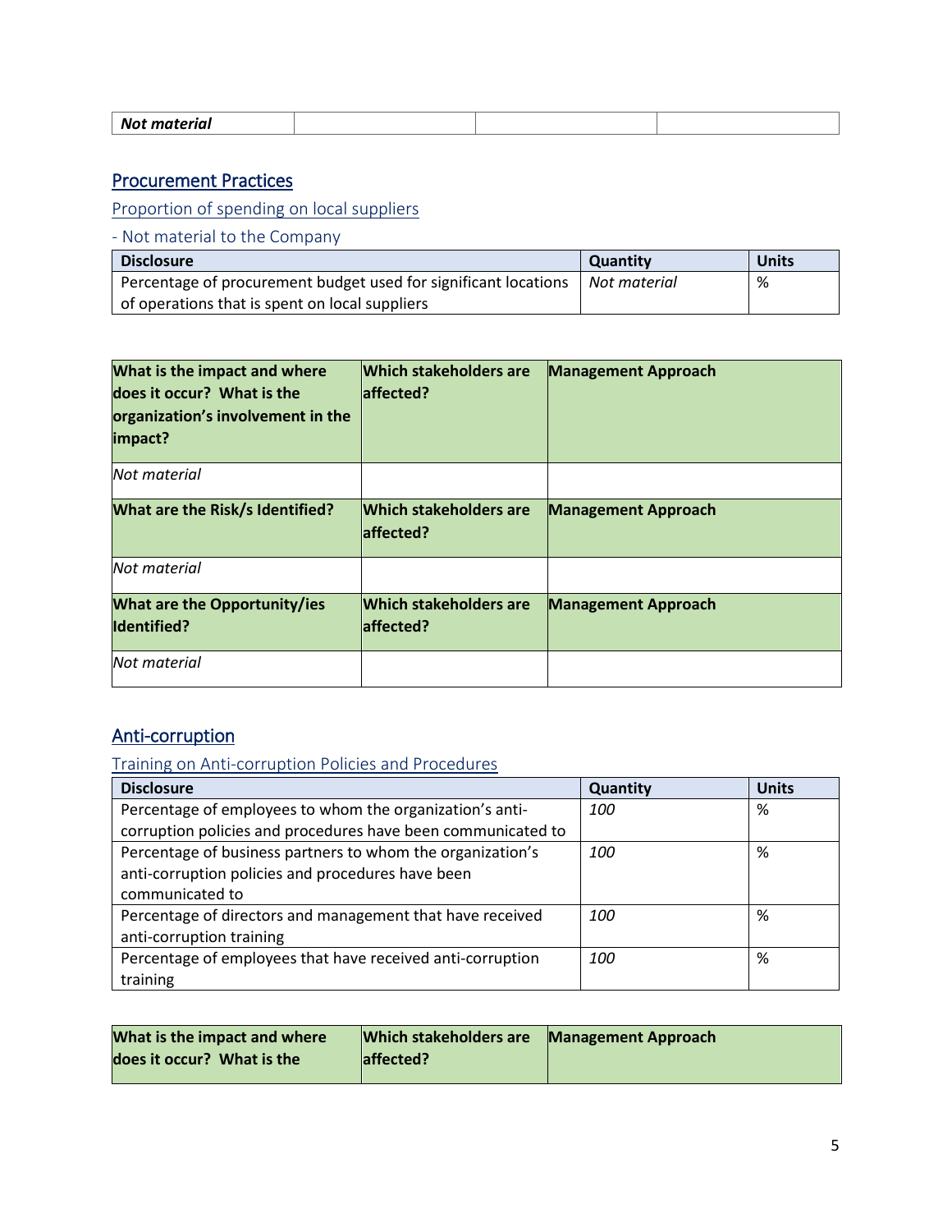| *Not material* | | | |
|---|---|---|---|

## Procurement Practices

### Proportion of spending on local suppliers

- Not material to the Company

| Disclosure | Quantity | Units |
|---|---|---|
| Percentage of procurement budget used for significant locations of operations that is spent on local suppliers | *Not material* | % |

| What is the impact and where does it occur? What is the organization's involvement in the impact? | Which stakeholders are affected? | Management Approach |
|---|---|---|
| *Not material* | | |
| **What are the Risk/s Identified?** | **Which stakeholders are affected?** | **Management Approach** |
| *Not material* | | |
| **What are the Opportunity/ies Identified?** | **Which stakeholders are affected?** | **Management Approach** |
| *Not material* | | |

## Anti-corruption

### Training on Anti-corruption Policies and Procedures

| Disclosure | Quantity | Units |
|---|---|---|
| Percentage of employees to whom the organization's anti-corruption policies and procedures have been communicated to | *100* | % |
| Percentage of business partners to whom the organization's anti-corruption policies and procedures have been communicated to | *100* | % |
| Percentage of directors and management that have received anti-corruption training | *100* | % |
| Percentage of employees that have received anti-corruption training | *100* | % |

| What is the impact and where does it occur? What is the | Which stakeholders are affected? | Management Approach |
|---|---|---|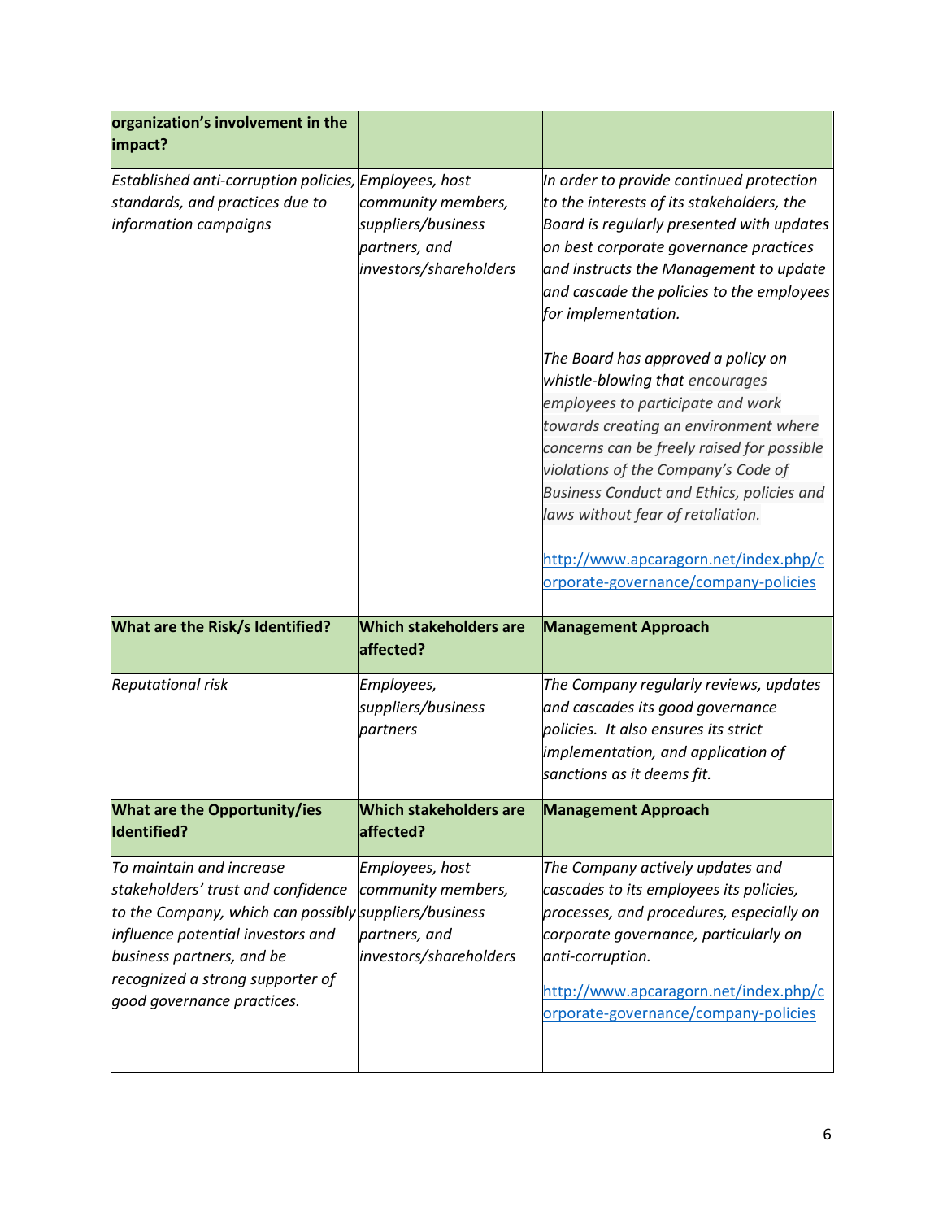| organization's involvement in the impact? | | |
|---|---|---|
| *Established anti-corruption policies, standards, and practices due to information campaigns* | *Employees, host community members, suppliers/business partners, and investors/shareholders* | *In order to provide continued protection to the interests of its stakeholders, the Board is regularly presented with updates on best corporate governance practices and instructs the Management to update and cascade the policies to the employees for implementation.*<br><br>*The Board has approved a policy on whistle-blowing that encourages employees to participate and work towards creating an environment where concerns can be freely raised for possible violations of the Company's Code of Business Conduct and Ethics, policies and laws without fear of retaliation.*<br><br>[http://www.apcaragorn.net/index.php/corporate-governance/company-policies](http://www.apcaragorn.net/index.php/corporate-governance/company-policies) |
| **What are the Risk/s Identified?** | **Which stakeholders are affected?** | **Management Approach** |
| *Reputational risk* | *Employees, suppliers/business partners* | *The Company regularly reviews, updates and cascades its good governance policies. It also ensures its strict implementation, and application of sanctions as it deems fit.* |
| **What are the Opportunity/ies Identified?** | **Which stakeholders are affected?** | **Management Approach** |
| *To maintain and increase stakeholders' trust and confidence to the Company, which can possibly influence potential investors and business partners, and be recognized a strong supporter of good governance practices.* | *Employees, host community members, suppliers/business partners, and investors/shareholders* | *The Company actively updates and cascades to its employees its policies, processes, and procedures, especially on corporate governance, particularly on anti-corruption.*<br><br>[http://www.apcaragorn.net/index.php/corporate-governance/company-policies](http://www.apcaragorn.net/index.php/corporate-governance/company-policies) |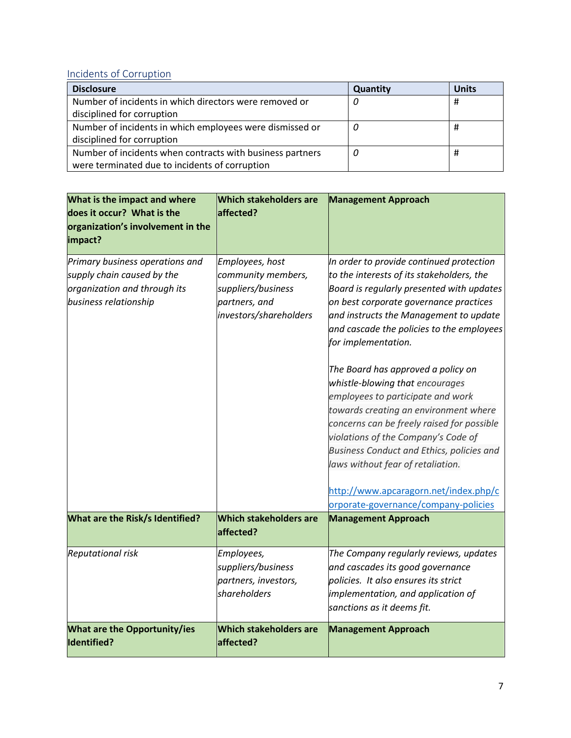## Incidents of Corruption

| Disclosure | Quantity | Units |
|---|---|---|
| Number of incidents in which directors were removed or disciplined for corruption | *0* | # |
| Number of incidents in which employees were dismissed or disciplined for corruption | *0* | # |
| Number of incidents when contracts with business partners were terminated due to incidents of corruption | *0* | # |

| What is the impact and where does it occur? What is the organization's involvement in the impact? | Which stakeholders are affected? | Management Approach |
|---|---|---|
| *Primary business operations and supply chain caused by the organization and through its business relationship* | *Employees, host community members, suppliers/business partners, and investors/shareholders* | *In order to provide continued protection to the interests of its stakeholders, the Board is regularly presented with updates on best corporate governance practices and instructs the Management to update and cascade the policies to the employees for implementation.*<br><br>*The Board has approved a policy on whistle-blowing that encourages employees to participate and work towards creating an environment where concerns can be freely raised for possible violations of the Company's Code of Business Conduct and Ethics, policies and laws without fear of retaliation.*<br><br>http://www.apcaragorn.net/index.php/corporate-governance/company-policies |
| **What are the Risk/s Identified?** | **Which stakeholders are affected?** | **Management Approach** |
| *Reputational risk* | *Employees, suppliers/business partners, investors, shareholders* | *The Company regularly reviews, updates and cascades its good governance policies. It also ensures its strict implementation, and application of sanctions as it deems fit.* |
| **What are the Opportunity/ies Identified?** | **Which stakeholders are affected?** | **Management Approach** |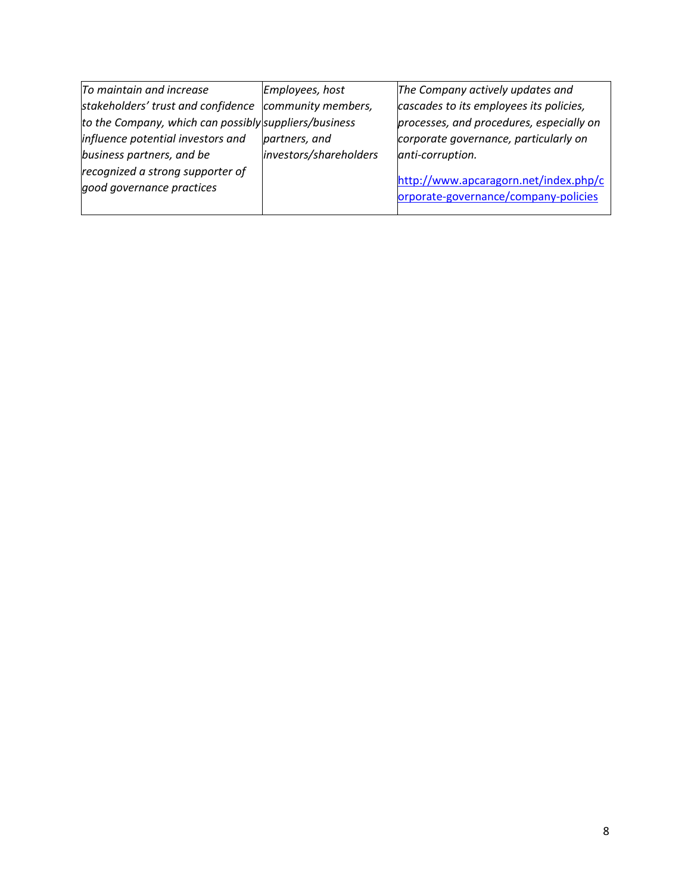| | | |
|---|---|---|
| *To maintain and increase stakeholders' trust and confidence to the Company, which can possibly influence potential investors and business partners, and be recognized a strong supporter of good governance practices* | *Employees, host community members, suppliers/business partners, and investors/shareholders* | *The Company actively updates and cascades to its employees its policies, processes, and procedures, especially on corporate governance, particularly on anti-corruption.*<br><br>http://www.apcaragorn.net/index.php/corporate-governance/company-policies |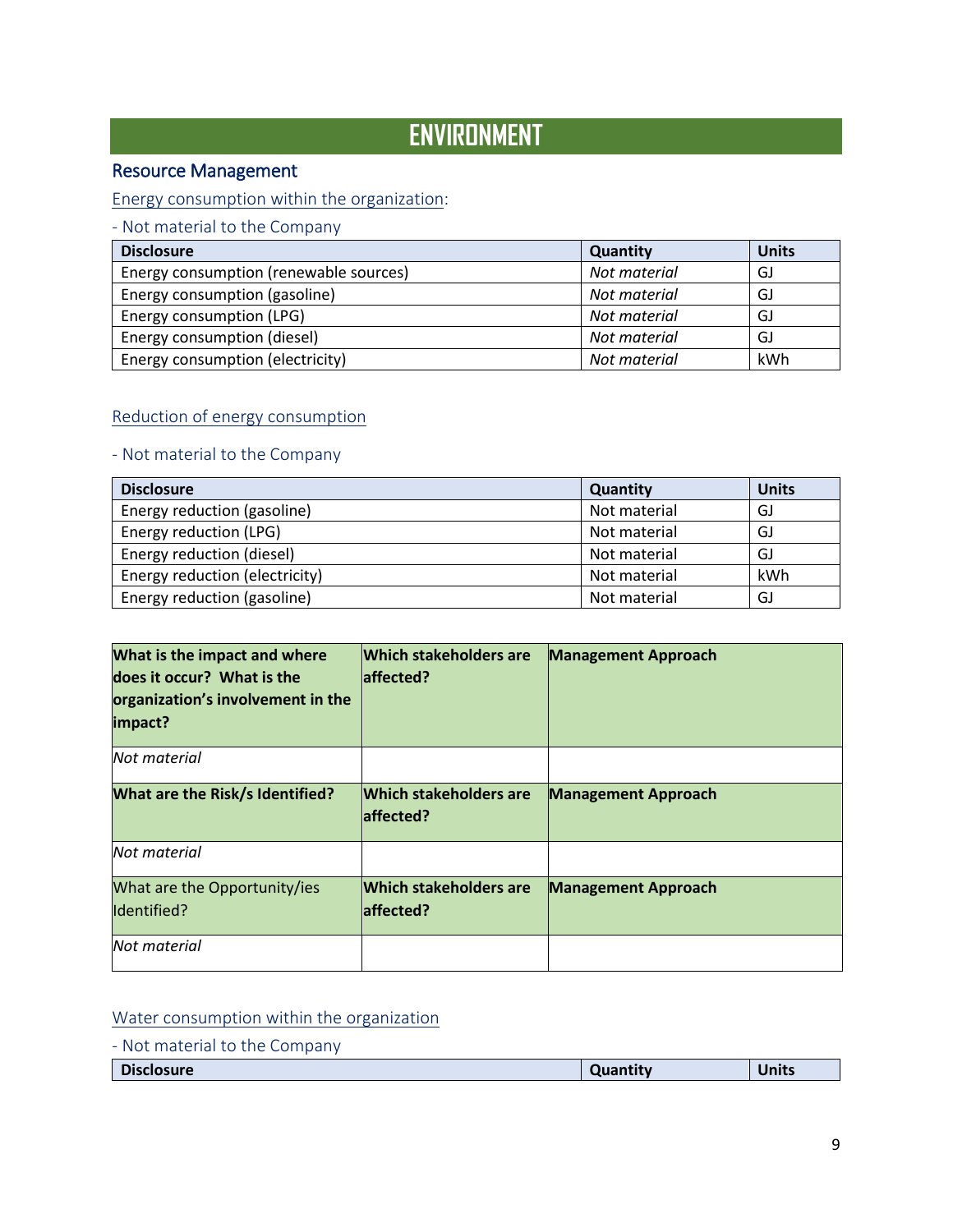# ENVIRONMENT

## Resource Management

### Energy consumption within the organization:

- Not material to the Company

| Disclosure | Quantity | Units |
|---|---|---|
| Energy consumption (renewable sources) | *Not material* | GJ |
| Energy consumption (gasoline) | *Not material* | GJ |
| Energy consumption (LPG) | *Not material* | GJ |
| Energy consumption (diesel) | *Not material* | GJ |
| Energy consumption (electricity) | *Not material* | kWh |

### Reduction of energy consumption

- Not material to the Company

| Disclosure | Quantity | Units |
|---|---|---|
| Energy reduction (gasoline) | Not material | GJ |
| Energy reduction (LPG) | Not material | GJ |
| Energy reduction (diesel) | Not material | GJ |
| Energy reduction (electricity) | Not material | kWh |
| Energy reduction (gasoline) | Not material | GJ |

| **What is the impact and where does it occur? What is the organization's involvement in the impact?** | **Which stakeholders are affected?** | **Management Approach** |
|---|---|---|
| *Not material* | | |
| **What are the Risk/s Identified?** | **Which stakeholders are affected?** | **Management Approach** |
| *Not material* | | |
| What are the Opportunity/ies Identified? | **Which stakeholders are affected?** | **Management Approach** |
| *Not material* | | |

### Water consumption within the organization

- Not material to the Company

| Disclosure | Quantity | Units |
|---|---|---|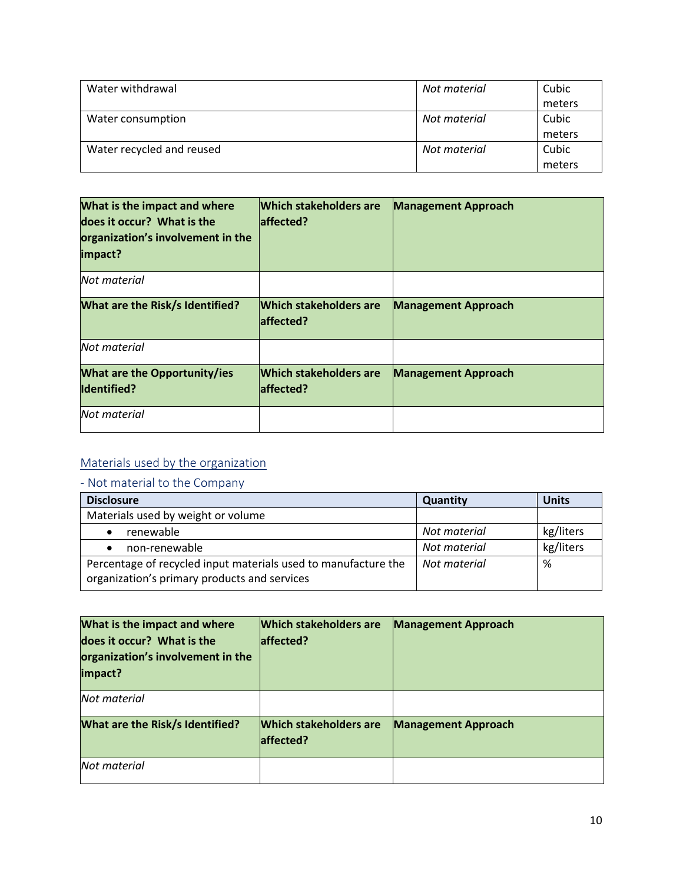| | | |
|---|---|---|
| Water withdrawal | *Not material* | Cubic meters |
| Water consumption | *Not material* | Cubic meters |
| Water recycled and reused | *Not material* | Cubic meters |

| **What is the impact and where does it occur? What is the organization's involvement in the impact?** | **Which stakeholders are affected?** | **Management Approach** |
|---|---|---|
| *Not material* | | |
| **What are the Risk/s Identified?** | **Which stakeholders are affected?** | **Management Approach** |
| *Not material* | | |
| **What are the Opportunity/ies Identified?** | **Which stakeholders are affected?** | **Management Approach** |
| *Not material* | | |

## Materials used by the organization

### - Not material to the Company

| **Disclosure** | **Quantity** | **Units** |
|---|---|---|
| Materials used by weight or volume | | |
| • renewable | *Not material* | kg/liters |
| • non-renewable | *Not material* | kg/liters |
| Percentage of recycled input materials used to manufacture the organization's primary products and services | *Not material* | % |

| **What is the impact and where does it occur? What is the organization's involvement in the impact?** | **Which stakeholders are affected?** | **Management Approach** |
|---|---|---|
| *Not material* | | |
| **What are the Risk/s Identified?** | **Which stakeholders are affected?** | **Management Approach** |
| *Not material* | | |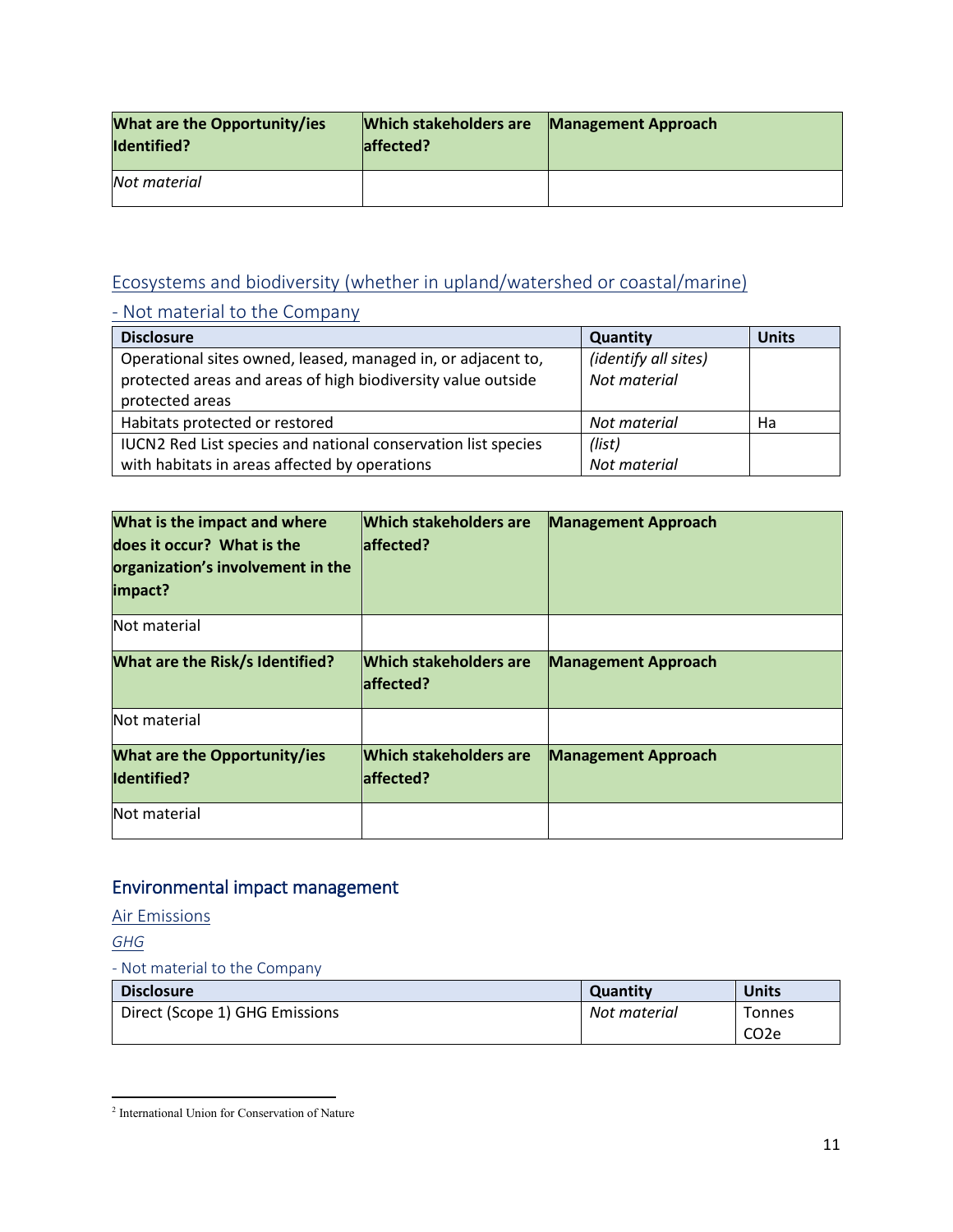| What are the Opportunity/ies Identified? | Which stakeholders are affected? | Management Approach |
| --- | --- | --- |
| *Not material* | | |

### Ecosystems and biodiversity (whether in upland/watershed or coastal/marine)

#### - Not material to the Company

| Disclosure | Quantity | Units |
| --- | --- | --- |
| Operational sites owned, leased, managed in, or adjacent to, protected areas and areas of high biodiversity value outside protected areas | *(identify all sites)* *Not material* | |
| Habitats protected or restored | *Not material* | Ha |
| IUCN[2] Red List species and national conservation list species with habitats in areas affected by operations | *(list)* *Not material* | |

| What is the impact and where does it occur? What is the organization's involvement in the impact? | Which stakeholders are affected? | Management Approach |
| --- | --- | --- |
| Not material | | |
| **What are the Risk/s Identified?** | **Which stakeholders are affected?** | **Management Approach** |
| Not material | | |
| **What are the Opportunity/ies Identified?** | **Which stakeholders are affected?** | **Management Approach** |
| Not material | | |

## Environmental impact management

### Air Emissions

#### *GHG*

- Not material to the Company

| Disclosure | Quantity | Units |
| --- | --- | --- |
| Direct (Scope 1) GHG Emissions | *Not material* | Tonnes $CO_2e$ |

[2] International Union for Conservation of Nature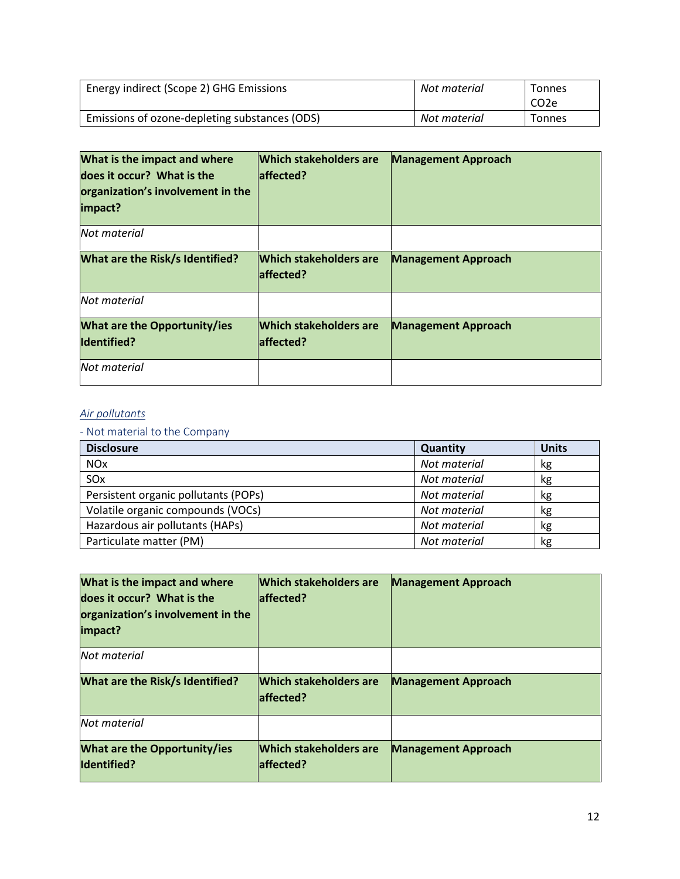| Energy indirect (Scope 2) GHG Emissions | *Not material* | Tonnes $CO_2e$ |
|---|---|---|
| Emissions of ozone-depleting substances (ODS) | *Not material* | Tonnes |

| What is the impact and where does it occur? What is the organization's involvement in the impact? | Which stakeholders are affected? | Management Approach |
|---|---|---|
| *Not material* | | |
| **What are the Risk/s Identified?** | **Which stakeholders are affected?** | **Management Approach** |
| *Not material* | | |
| **What are the Opportunity/ies Identified?** | **Which stakeholders are affected?** | **Management Approach** |
| *Not material* | | |

*Air pollutants*

- Not material to the Company

| Disclosure | Quantity | Units |
|---|---|---|
| NOx | *Not material* | kg |
| SOx | *Not material* | kg |
| Persistent organic pollutants (POPs) | *Not material* | kg |
| Volatile organic compounds (VOCs) | *Not material* | kg |
| Hazardous air pollutants (HAPs) | *Not material* | kg |
| Particulate matter (PM) | *Not material* | kg |

| What is the impact and where does it occur? What is the organization's involvement in the impact? | Which stakeholders are affected? | Management Approach |
|---|---|---|
| *Not material* | | |
| **What are the Risk/s Identified?** | **Which stakeholders are affected?** | **Management Approach** |
| *Not material* | | |
| **What are the Opportunity/ies Identified?** | **Which stakeholders are affected?** | **Management Approach** |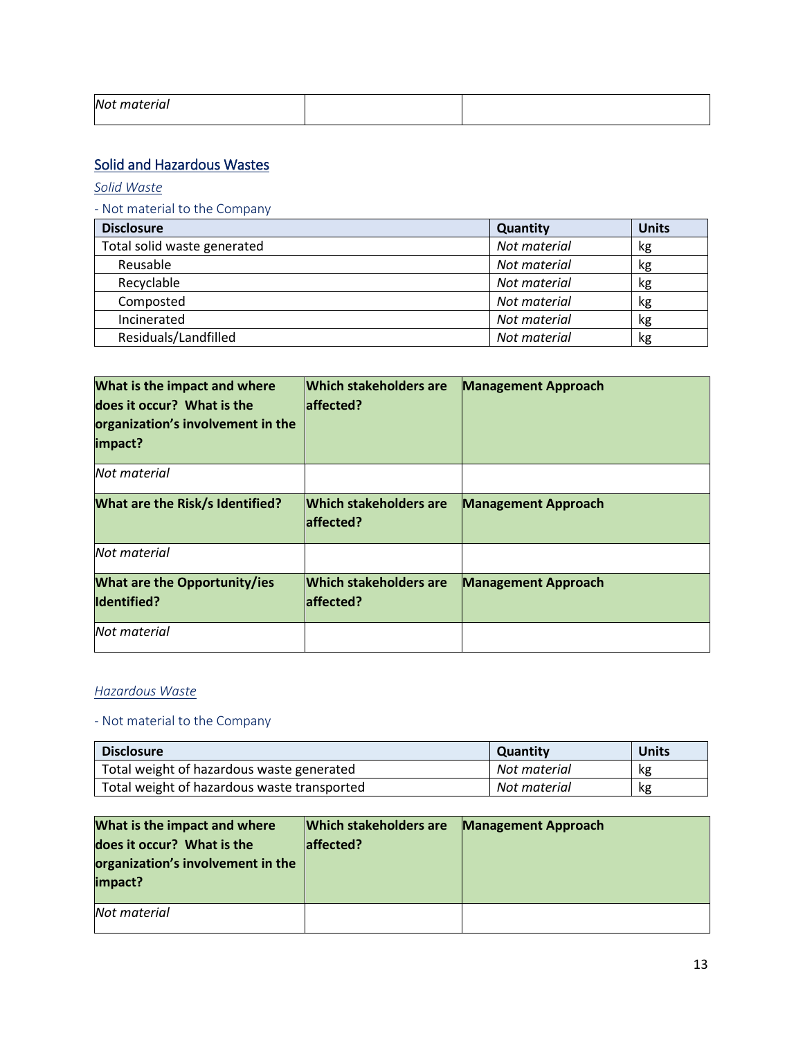| | | |
|---|---|---|
| *Not material* | | |

## Solid and Hazardous Wastes

### *Solid Waste*

- Not material to the Company

| Disclosure | Quantity | Units |
|---|---|---|
| Total solid waste generated | *Not material* | kg |
| Reusable | *Not material* | kg |
| Recyclable | *Not material* | kg |
| Composted | *Not material* | kg |
| Incinerated | *Not material* | kg |
| Residuals/Landfilled | *Not material* | kg |

| **What is the impact and where does it occur? What is the organization's involvement in the impact?** | **Which stakeholders are affected?** | **Management Approach** |
|---|---|---|
| *Not material* | | |
| **What are the Risk/s Identified?** | **Which stakeholders are affected?** | **Management Approach** |
| *Not material* | | |
| **What are the Opportunity/ies Identified?** | **Which stakeholders are affected?** | **Management Approach** |
| *Not material* | | |

### *Hazardous Waste*

- Not material to the Company

| Disclosure | Quantity | Units |
|---|---|---|
| Total weight of hazardous waste generated | *Not material* | kg |
| Total weight of hazardous waste transported | *Not material* | kg |

| **What is the impact and where does it occur? What is the organization's involvement in the impact?** | **Which stakeholders are affected?** | **Management Approach** |
|---|---|---|
| *Not material* | | |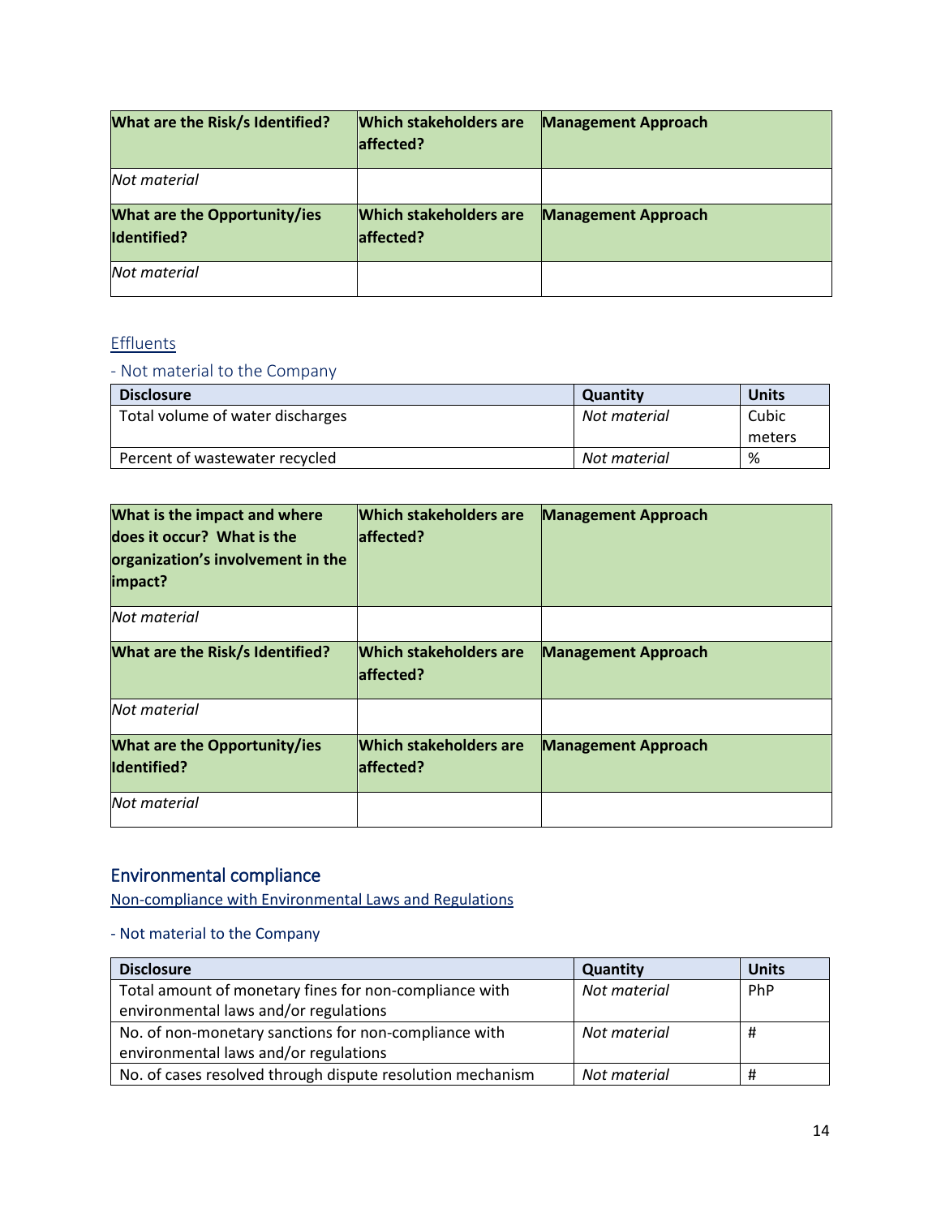| What are the Risk/s Identified? | Which stakeholders are affected? | Management Approach |
|---|---|---|
| *Not material* | | |
| **What are the Opportunity/ies Identified?** | **Which stakeholders are affected?** | **Management Approach** |
| *Not material* | | |

### Effluents

- Not material to the Company

| Disclosure | Quantity | Units |
|---|---|---|
| Total volume of water discharges | *Not material* | Cubic meters |
| Percent of wastewater recycled | *Not material* | % |

| What is the impact and where does it occur? What is the organization's involvement in the impact? | Which stakeholders are affected? | Management Approach |
|---|---|---|
| *Not material* | | |
| **What are the Risk/s Identified?** | **Which stakeholders are affected?** | **Management Approach** |
| *Not material* | | |
| **What are the Opportunity/ies Identified?** | **Which stakeholders are affected?** | **Management Approach** |
| *Not material* | | |

## Environmental compliance

### Non-compliance with Environmental Laws and Regulations

- Not material to the Company

| Disclosure | Quantity | Units |
|---|---|---|
| Total amount of monetary fines for non-compliance with environmental laws and/or regulations | *Not material* | PhP |
| No. of non-monetary sanctions for non-compliance with environmental laws and/or regulations | *Not material* | # |
| No. of cases resolved through dispute resolution mechanism | *Not material* | # |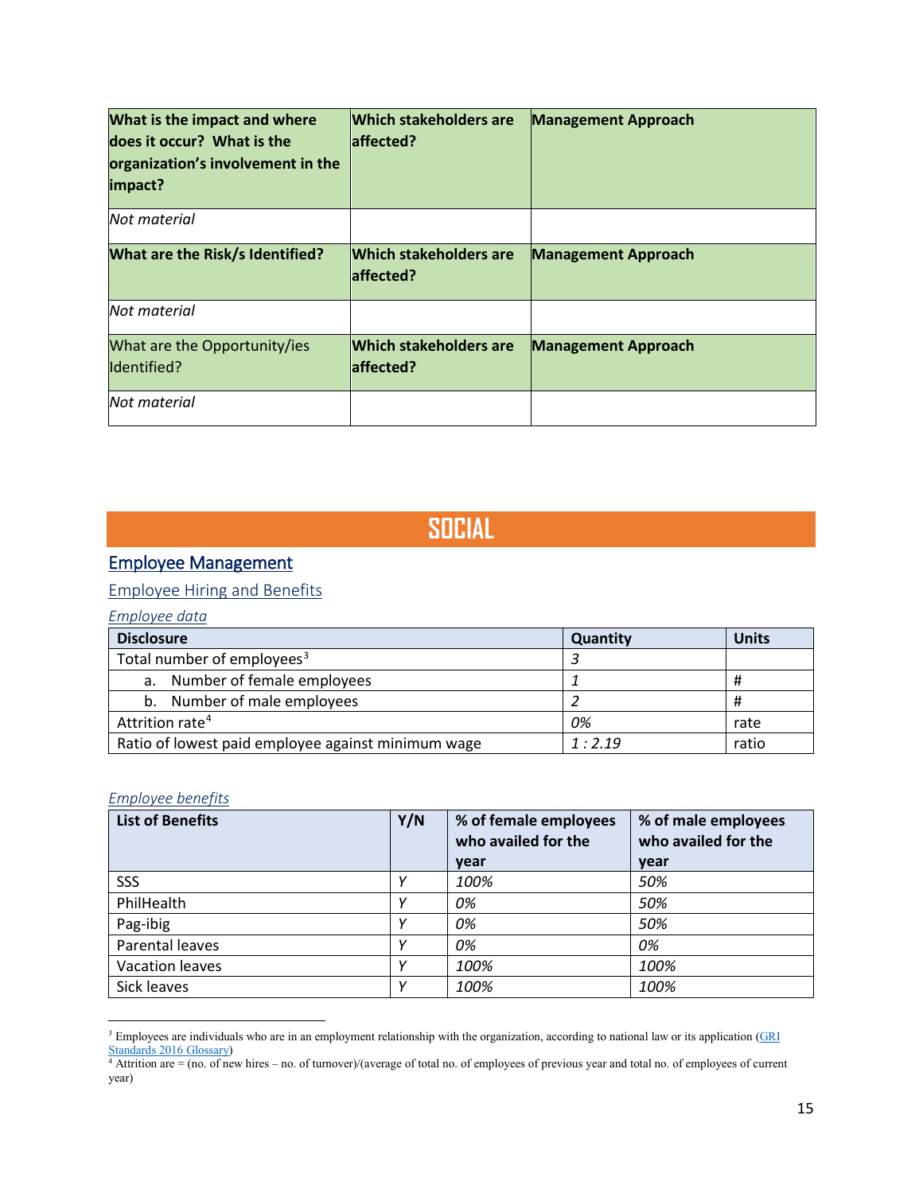| **What is the impact and where does it occur? What is the organization's involvement in the impact?** | **Which stakeholders are affected?** | **Management Approach** |
| --- | --- | --- |
| *Not material* | | |
| **What are the Risk/s Identified?** | **Which stakeholders are affected?** | **Management Approach** |
| *Not material* | | |
| What are the Opportunity/ies Identified? | **Which stakeholders are affected?** | **Management Approach** |
| *Not material* | | |

# SOCIAL

## Employee Management

### Employee Hiring and Benefits

*Employee data*

| Disclosure | Quantity | Units |
| --- | --- | --- |
| Total number of employees[3] | *3* | |
| a. Number of female employees | *1* | # |
| b. Number of male employees | *2* | # |
| Attrition rate[4] | *0%* | rate |
| Ratio of lowest paid employee against minimum wage | *1 : 2.19* | ratio |

*Employee benefits*

| List of Benefits | Y/N | % of female employees who availed for the year | % of male employees who availed for the year |
| --- | --- | --- | --- |
| SSS | *Y* | *100%* | *50%* |
| PhilHealth | *Y* | *0%* | *50%* |
| Pag-ibig | *Y* | *0%* | *50%* |
| Parental leaves | *Y* | *0%* | *0%* |
| Vacation leaves | *Y* | *100%* | *100%* |
| Sick leaves | *Y* | *100%* | *100%* |

[3] Employees are individuals who are in an employment relationship with the organization, according to national law or its application (GRI Standards 2016 Glossary)

[4] Attrition are = (no. of new hires – no. of turnover)/(average of total no. of employees of previous year and total no. of employees of current year)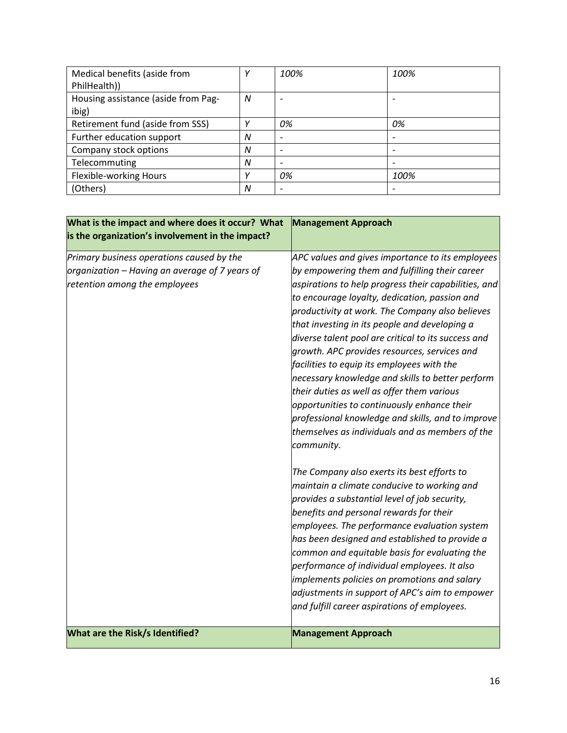| | | | |
|---|---|---|---|
| Medical benefits (aside from PhilHealth)) | *Y* | *100%* | *100%* |
| Housing assistance (aside from Pag-ibig) | *N* | - | - |
| Retirement fund (aside from SSS) | *Y* | *0%* | *0%* |
| Further education support | *N* | - | - |
| Company stock options | *N* | - | - |
| Telecommuting | *N* | - | - |
| Flexible-working Hours | *Y* | *0%* | *100%* |
| (Others) | *N* | - | - |

| **What is the impact and where does it occur? What is the organization's involvement in the impact?** | **Management Approach** |
|---|---|
| *Primary business operations caused by the organization – Having an average of 7 years of retention among the employees* | *APC values and gives importance to its employees by empowering them and fulfilling their career aspirations to help progress their capabilities, and to encourage loyalty, dedication, passion and productivity at work. The Company also believes that investing in its people and developing a diverse talent pool are critical to its success and growth. APC provides resources, services and facilities to equip its employees with the necessary knowledge and skills to better perform their duties as well as offer them various opportunities to continuously enhance their professional knowledge and skills, and to improve themselves as individuals and as members of the community.*<br><br>*The Company also exerts its best efforts to maintain a climate conducive to working and provides a substantial level of job security, benefits and personal rewards for their employees. The performance evaluation system has been designed and established to provide a common and equitable basis for evaluating the performance of individual employees. It also implements policies on promotions and salary adjustments in support of APC's aim to empower and fulfill career aspirations of employees.* |
| **What are the Risk/s Identified?** | **Management Approach** |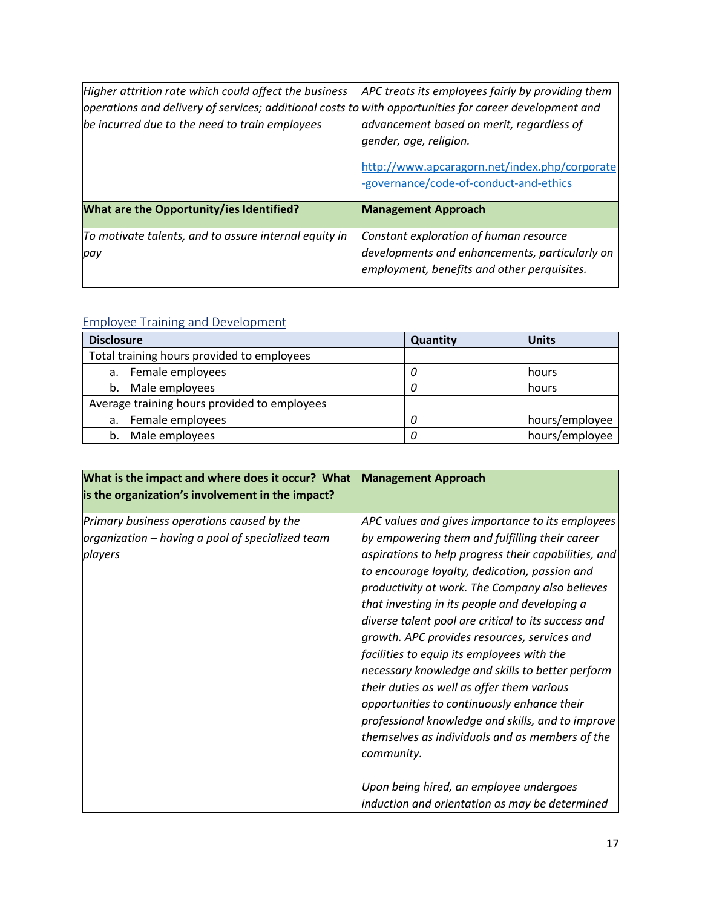| | |
|---|---|
| *Higher attrition rate which could affect the business operations and delivery of services; additional costs to be incurred due to the need to train employees* | *APC treats its employees fairly by providing them with opportunities for career development and advancement based on merit, regardless of gender, age, religion.* <br><br> http://www.apcaragorn.net/index.php/corporate-governance/code-of-conduct-and-ethics |
| **What are the Opportunity/ies Identified?** | **Management Approach** |
| *To motivate talents, and to assure internal equity in pay* | *Constant exploration of human resource developments and enhancements, particularly on employment, benefits and other perquisites.* |

## Employee Training and Development

| Disclosure | Quantity | Units |
|---|---|---|
| Total training hours provided to employees | | |
| a. Female employees | *0* | hours |
| b. Male employees | *0* | hours |
| Average training hours provided to employees | | |
| a. Female employees | *0* | hours/employee |
| b. Male employees | *0* | hours/employee |

| What is the impact and where does it occur? What is the organization's involvement in the impact? | Management Approach |
|---|---|
| *Primary business operations caused by the organization – having a pool of specialized team players* | *APC values and gives importance to its employees by empowering them and fulfilling their career aspirations to help progress their capabilities, and to encourage loyalty, dedication, passion and productivity at work. The Company also believes that investing in its people and developing a diverse talent pool are critical to its success and growth. APC provides resources, services and facilities to equip its employees with the necessary knowledge and skills to better perform their duties as well as offer them various opportunities to continuously enhance their professional knowledge and skills, and to improve themselves as individuals and as members of the community.* <br><br> *Upon being hired, an employee undergoes induction and orientation as may be determined* |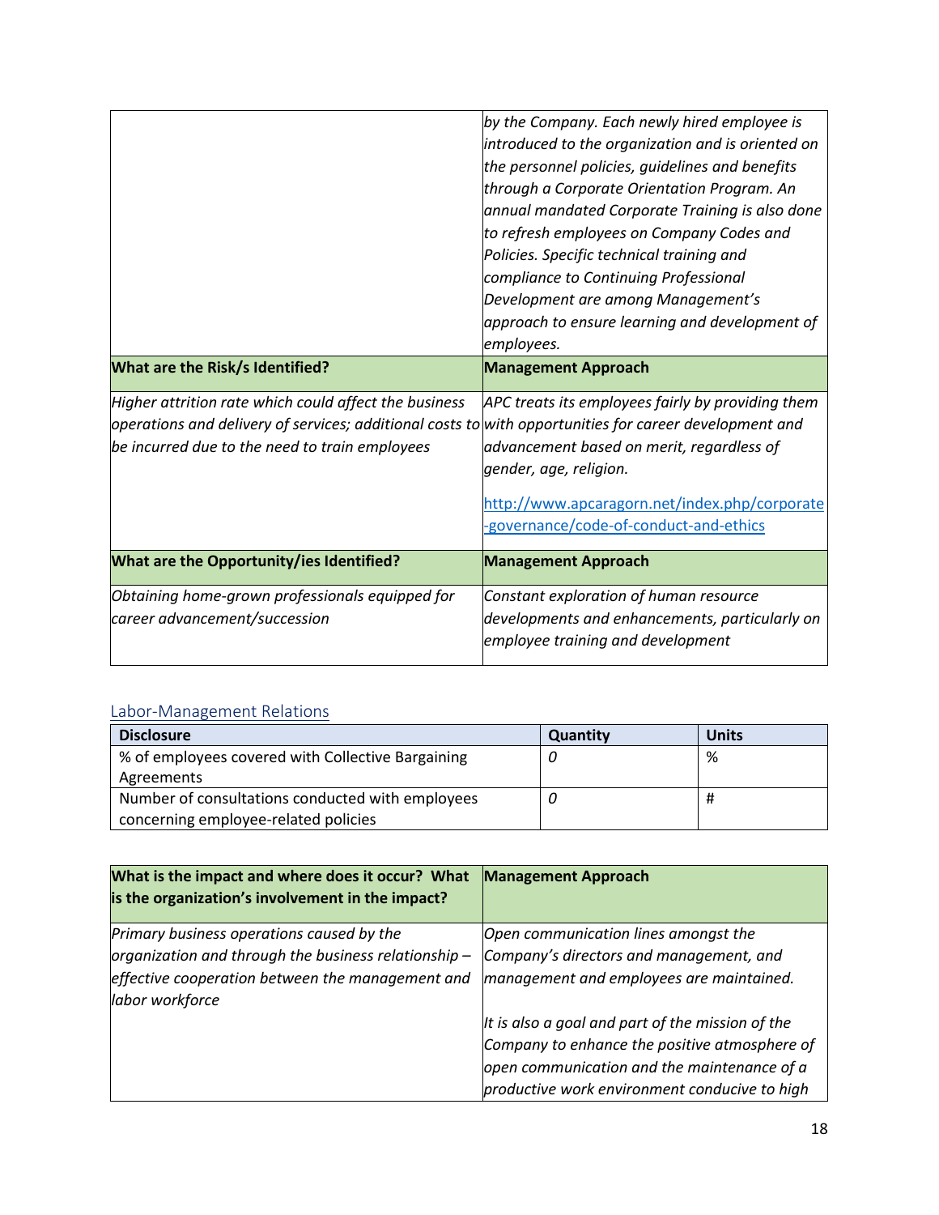| | |
|---|---|
| | *by the Company. Each newly hired employee is introduced to the organization and is oriented on the personnel policies, guidelines and benefits through a Corporate Orientation Program. An annual mandated Corporate Training is also done to refresh employees on Company Codes and Policies. Specific technical training and compliance to Continuing Professional Development are among Management's approach to ensure learning and development of employees.* |
| **What are the Risk/s Identified?** | **Management Approach** |
| *Higher attrition rate which could affect the business operations and delivery of services; additional costs to be incurred due to the need to train employees* | *APC treats its employees fairly by providing them with opportunities for career development and advancement based on merit, regardless of gender, age, religion.*<br><br>http://www.apcaragorn.net/index.php/corporate-governance/code-of-conduct-and-ethics |
| **What are the Opportunity/ies Identified?** | **Management Approach** |
| *Obtaining home-grown professionals equipped for career advancement/succession* | *Constant exploration of human resource developments and enhancements, particularly on employee training and development* |

## Labor-Management Relations

| Disclosure | Quantity | Units |
|---|---|---|
| % of employees covered with Collective Bargaining Agreements | *0* | % |
| Number of consultations conducted with employees concerning employee-related policies | *0* | # |

| What is the impact and where does it occur? What is the organization's involvement in the impact? | Management Approach |
|---|---|
| *Primary business operations caused by the organization and through the business relationship – effective cooperation between the management and labor workforce* | *Open communication lines amongst the Company's directors and management, and management and employees are maintained.*<br><br>*It is also a goal and part of the mission of the Company to enhance the positive atmosphere of open communication and the maintenance of a productive work environment conducive to high* |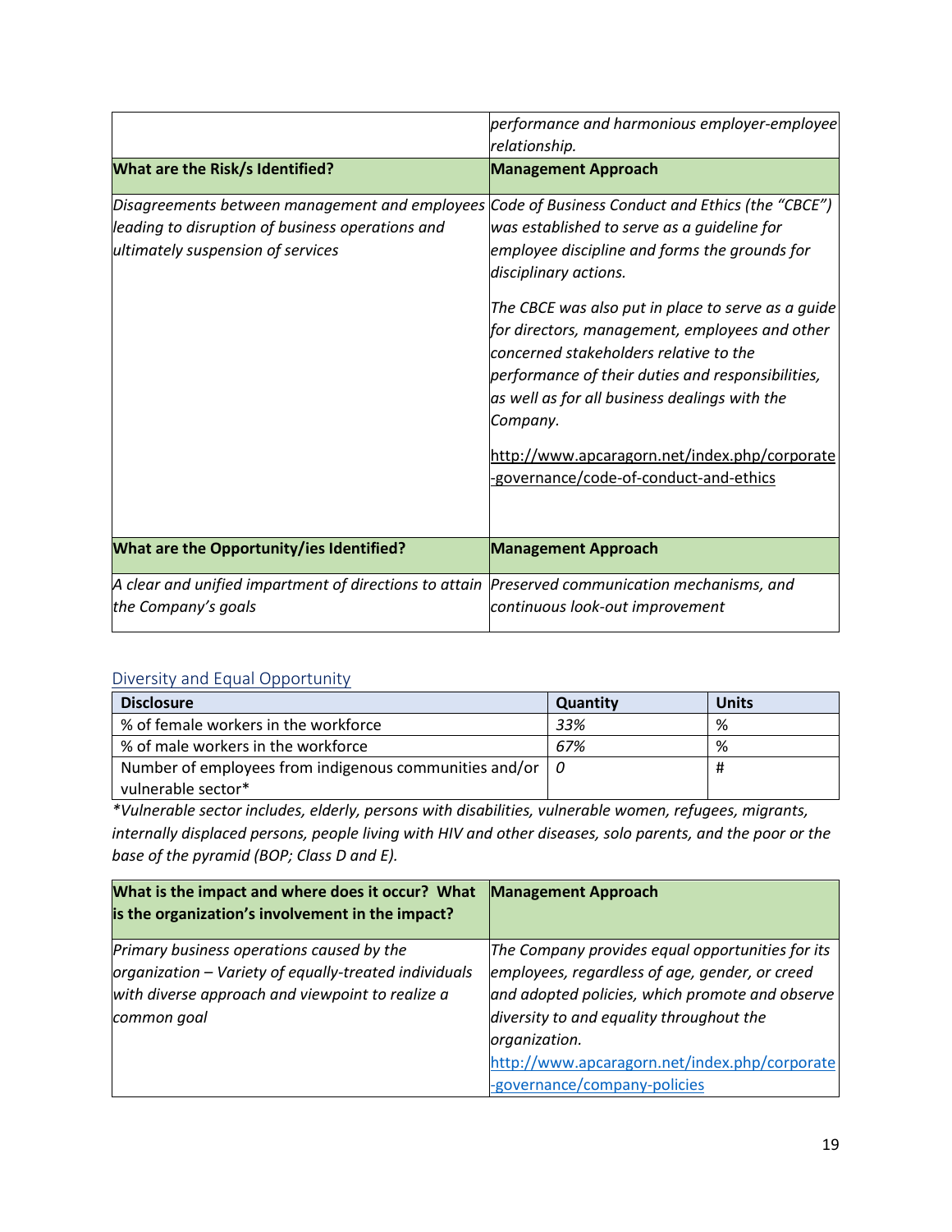| | |
|---|---|
| | *performance and harmonious employer-employee relationship.* |
| **What are the Risk/s Identified?** | **Management Approach** |
| *Disagreements between management and employees leading to disruption of business operations and ultimately suspension of services* | *Code of Business Conduct and Ethics (the "CBCE") was established to serve as a guideline for employee discipline and forms the grounds for disciplinary actions.*<br><br>*The CBCE was also put in place to serve as a guide for directors, management, employees and other concerned stakeholders relative to the performance of their duties and responsibilities, as well as for all business dealings with the Company.*<br><br>http://www.apcaragorn.net/index.php/corporate-governance/code-of-conduct-and-ethics |
| **What are the Opportunity/ies Identified?** | **Management Approach** |
| *A clear and unified impartment of directions to attain the Company's goals* | *Preserved communication mechanisms, and continuous look-out improvement* |

## Diversity and Equal Opportunity

| Disclosure | Quantity | Units |
|---|---|---|
| % of female workers in the workforce | *33%* | % |
| % of male workers in the workforce | *67%* | % |
| Number of employees from indigenous communities and/or vulnerable sector* | *0* | # |

*\*Vulnerable sector includes, elderly, persons with disabilities, vulnerable women, refugees, migrants, internally displaced persons, people living with HIV and other diseases, solo parents, and the poor or the base of the pyramid (BOP; Class D and E).*

| What is the impact and where does it occur? What is the organization's involvement in the impact? | Management Approach |
|---|---|
| *Primary business operations caused by the organization – Variety of equally-treated individuals with diverse approach and viewpoint to realize a common goal* | *The Company provides equal opportunities for its employees, regardless of age, gender, or creed and adopted policies, which promote and observe diversity to and equality throughout the organization.*<br>http://www.apcaragorn.net/index.php/corporate-governance/company-policies |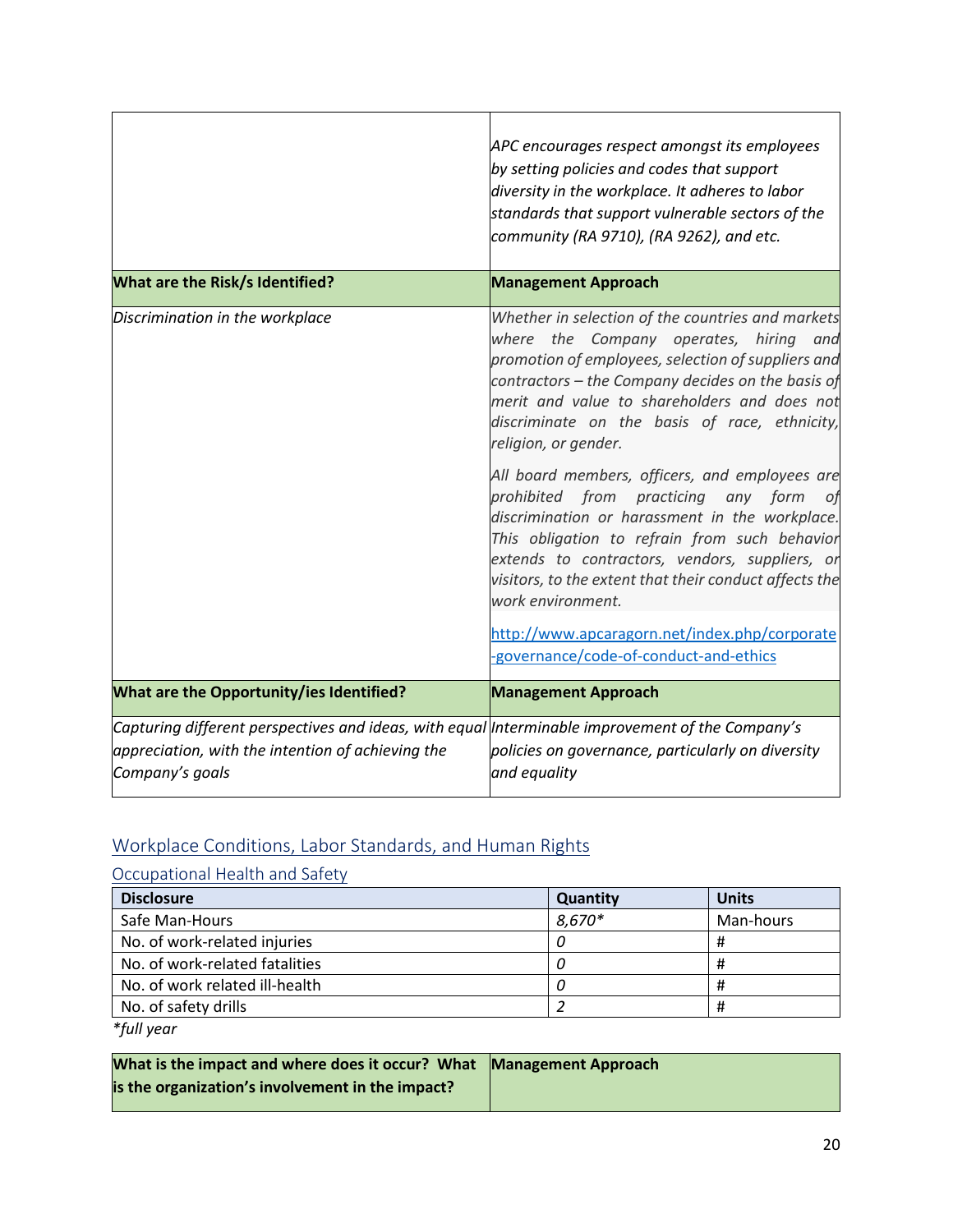| | |
|---|---|
| | *APC encourages respect amongst its employees by setting policies and codes that support diversity in the workplace. It adheres to labor standards that support vulnerable sectors of the community (RA 9710), (RA 9262), and etc.* |
| **What are the Risk/s Identified?** | **Management Approach** |
| *Discrimination in the workplace* | *Whether in selection of the countries and markets where the Company operates, hiring and promotion of employees, selection of suppliers and contractors – the Company decides on the basis of merit and value to shareholders and does not discriminate on the basis of race, ethnicity, religion, or gender.*<br><br>*All board members, officers, and employees are prohibited from practicing any form of discrimination or harassment in the workplace. This obligation to refrain from such behavior extends to contractors, vendors, suppliers, or visitors, to the extent that their conduct affects the work environment.*<br><br>http://www.apcaragorn.net/index.php/corporate-governance/code-of-conduct-and-ethics |
| **What are the Opportunity/ies Identified?** | **Management Approach** |
| *Capturing different perspectives and ideas, with equal appreciation, with the intention of achieving the Company's goals* | *Interminable improvement of the Company's policies on governance, particularly on diversity and equality* |

## Workplace Conditions, Labor Standards, and Human Rights

### Occupational Health and Safety

| Disclosure | Quantity | Units |
|---|---|---|
| Safe Man-Hours | *8,670** | Man-hours |
| No. of work-related injuries | *0* | # |
| No. of work-related fatalities | *0* | # |
| No. of work related ill-health | *0* | # |
| No. of safety drills | *2* | # |

*\*full year*

| **What is the impact and where does it occur? What is the organization's involvement in the impact?** | **Management Approach** |
|---|---|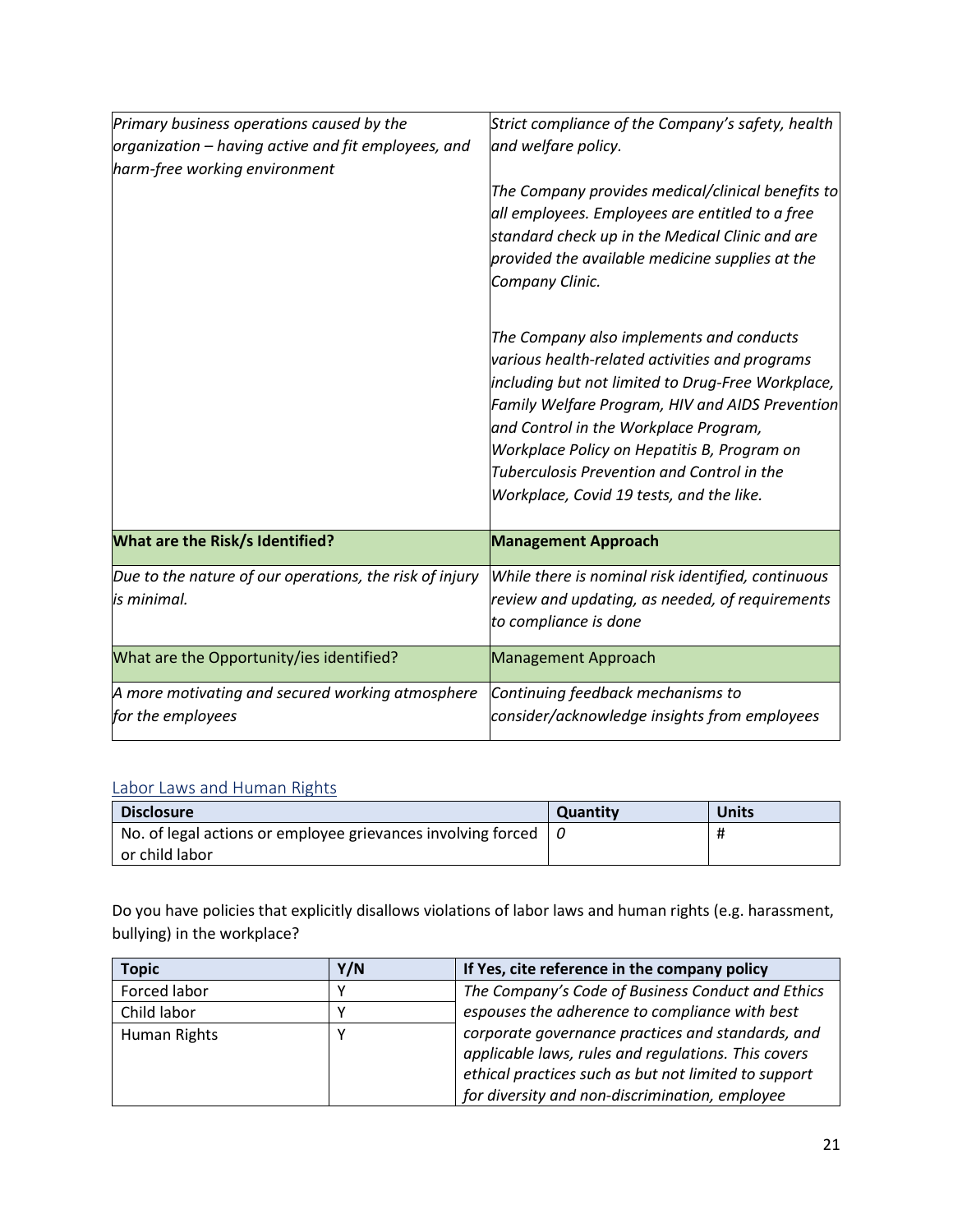| *Primary business operations caused by the organization – having active and fit employees, and harm-free working environment* | *Strict compliance of the Company's safety, health and welfare policy.*<br><br>*The Company provides medical/clinical benefits to all employees. Employees are entitled to a free standard check up in the Medical Clinic and are provided the available medicine supplies at the Company Clinic.*<br><br>*The Company also implements and conducts various health-related activities and programs including but not limited to Drug-Free Workplace, Family Welfare Program, HIV and AIDS Prevention and Control in the Workplace Program, Workplace Policy on Hepatitis B, Program on Tuberculosis Prevention and Control in the Workplace, Covid 19 tests, and the like.* |
|---|---|
| **What are the Risk/s Identified?** | **Management Approach** |
| *Due to the nature of our operations, the risk of injury is minimal.* | *While there is nominal risk identified, continuous review and updating, as needed, of requirements to compliance is done* |
| What are the Opportunity/ies identified? | Management Approach |
| *A more motivating and secured working atmosphere for the employees* | *Continuing feedback mechanisms to consider/acknowledge insights from employees* |

## Labor Laws and Human Rights

| Disclosure | Quantity | Units |
|---|---|---|
| No. of legal actions or employee grievances involving forced or child labor | *0* | # |

Do you have policies that explicitly disallows violations of labor laws and human rights (e.g. harassment, bullying) in the workplace?

| Topic | Y/N | If Yes, cite reference in the company policy |
|---|---|---|
| Forced labor | Y | *The Company's Code of Business Conduct and Ethics espouses the adherence to compliance with best corporate governance practices and standards, and applicable laws, rules and regulations. This covers ethical practices such as but not limited to support for diversity and non-discrimination, employee* |
| Child labor | Y | |
| Human Rights | Y | |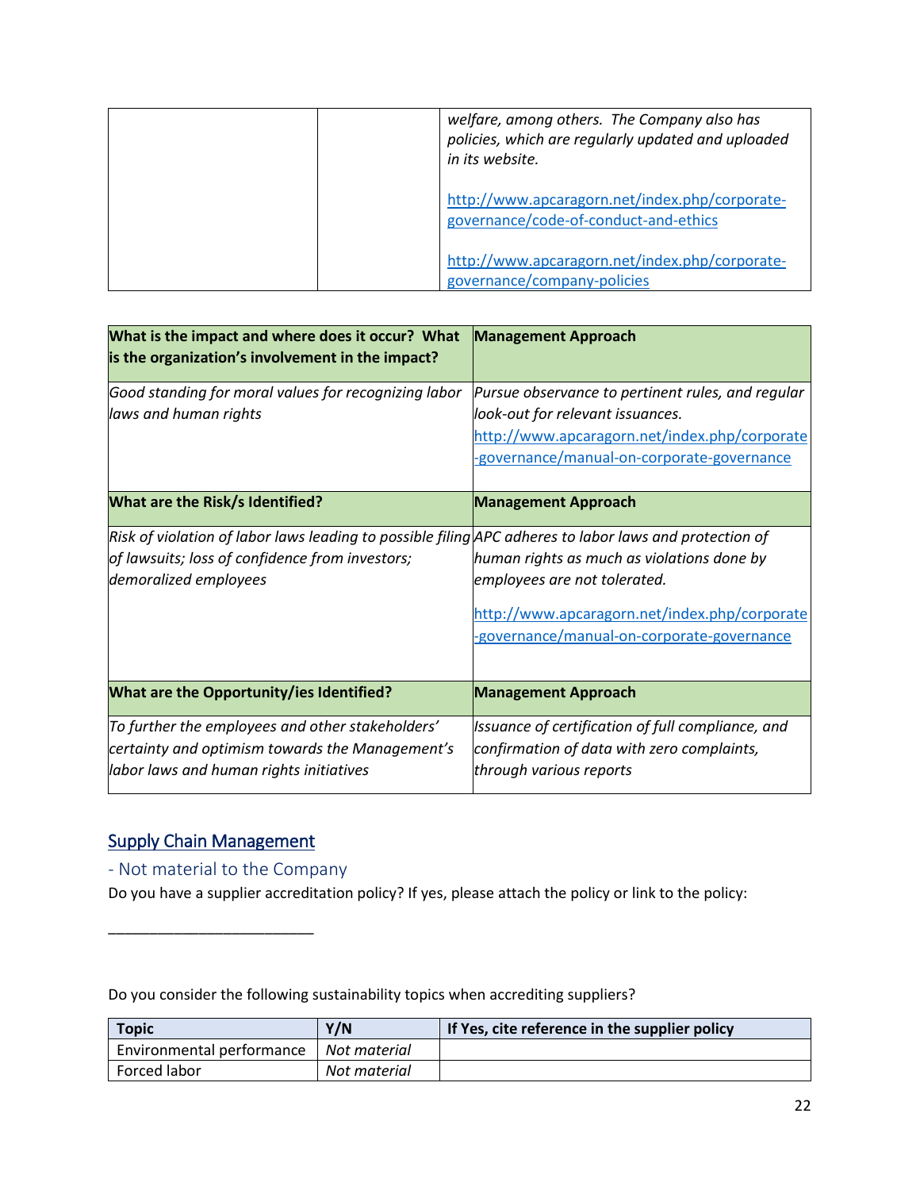| | | *welfare, among others. The Company also has policies, which are regularly updated and uploaded in its website.*<br><br>http://www.apcaragorn.net/index.php/corporate-governance/code-of-conduct-and-ethics<br><br>http://www.apcaragorn.net/index.php/corporate-governance/company-policies |
|---|---|---|

| **What is the impact and where does it occur? What is the organization's involvement in the impact?** | **Management Approach** |
|---|---|
| *Good standing for moral values for recognizing labor laws and human rights* | *Pursue observance to pertinent rules, and regular look-out for relevant issuances.*<br>http://www.apcaragorn.net/index.php/corporate-governance/manual-on-corporate-governance |
| **What are the Risk/s Identified?** | **Management Approach** |
| *Risk of violation of labor laws leading to possible filing of lawsuits; loss of confidence from investors; demoralized employees* | *APC adheres to labor laws and protection of human rights as much as violations done by employees are not tolerated.*<br><br>http://www.apcaragorn.net/index.php/corporate-governance/manual-on-corporate-governance |
| **What are the Opportunity/ies Identified?** | **Management Approach** |
| *To further the employees and other stakeholders' certainty and optimism towards the Management's labor laws and human rights initiatives* | *Issuance of certification of full compliance, and confirmation of data with zero complaints, through various reports* |

## Supply Chain Management

### - Not material to the Company

Do you have a supplier accreditation policy? If yes, please attach the policy or link to the policy:

___________________________

Do you consider the following sustainability topics when accrediting suppliers?

| **Topic** | **Y/N** | **If Yes, cite reference in the supplier policy** |
|---|---|---|
| Environmental performance | *Not material* | |
| Forced labor | *Not material* | |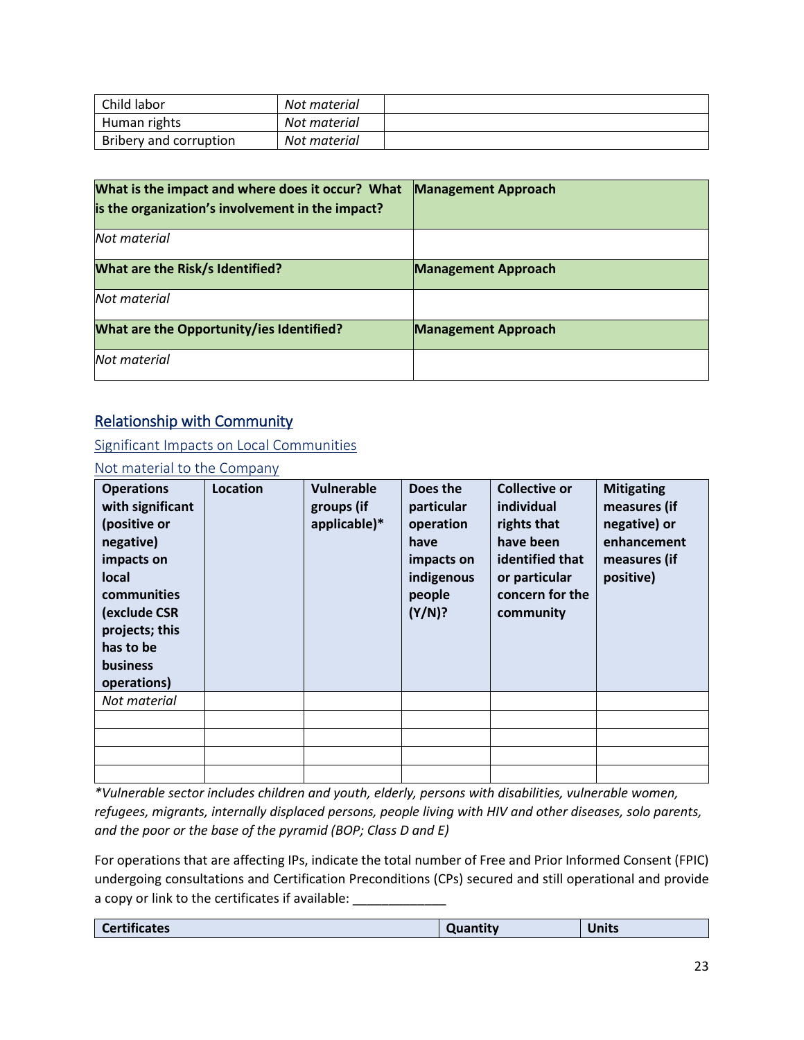| | | |
|---|---|---|
| Child labor | *Not material* | |
| Human rights | *Not material* | |
| Bribery and corruption | *Not material* | |

| **What is the impact and where does it occur? What is the organization's involvement in the impact?** | **Management Approach** |
|---|---|
| *Not material* | |
| **What are the Risk/s Identified?** | **Management Approach** |
| *Not material* | |
| **What are the Opportunity/ies Identified?** | **Management Approach** |
| *Not material* | |

## Relationship with Community

### Significant Impacts on Local Communities

### Not material to the Company

| Operations with significant (positive or negative) impacts on local communities (exclude CSR projects; this has to be business operations) | Location | Vulnerable groups (if applicable)* | Does the particular operation have impacts on indigenous people (Y/N)? | Collective or individual rights that have been identified that or particular concern for the community | Mitigating measures (if negative) or enhancement measures (if positive) |
|---|---|---|---|---|---|
| *Not material* | | | | | |
| | | | | | |
| | | | | | |
| | | | | | |
| | | | | | |

*\*Vulnerable sector includes children and youth, elderly, persons with disabilities, vulnerable women, refugees, migrants, internally displaced persons, people living with HIV and other diseases, solo parents, and the poor or the base of the pyramid (BOP; Class D and E)*

For operations that are affecting IPs, indicate the total number of Free and Prior Informed Consent (FPIC) undergoing consultations and Certification Preconditions (CPs) secured and still operational and provide a copy or link to the certificates if available: _____________

| Certificates | Quantity | Units |
|---|---|---|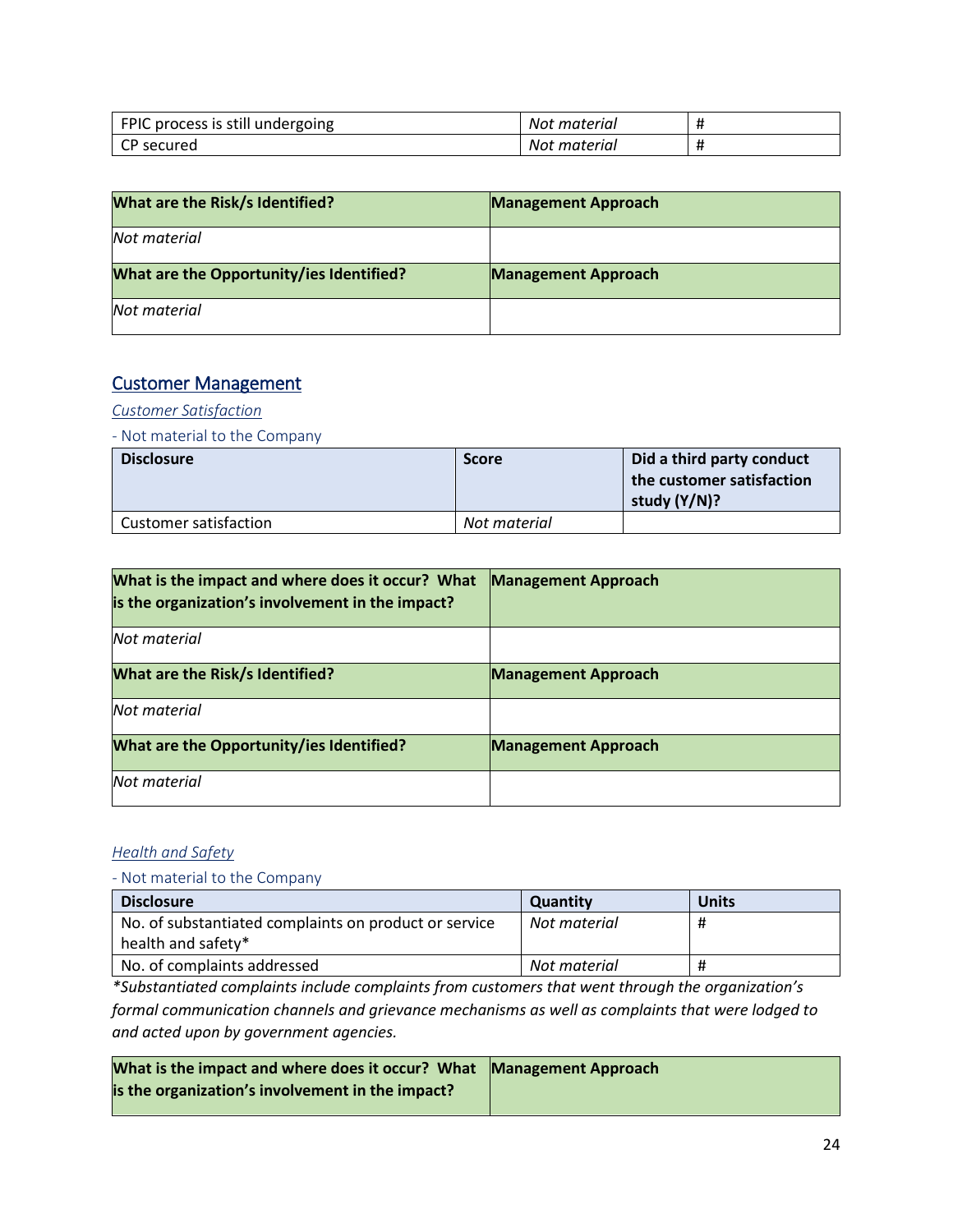| FPIC process is still undergoing | *Not material* | # |
|---|---|---|
| CP secured | *Not material* | # |

| **What are the Risk/s Identified?** | **Management Approach** |
|---|---|
| *Not material* | |
| **What are the Opportunity/ies Identified?** | **Management Approach** |
| *Not material* | |

## Customer Management

### *Customer Satisfaction*

- Not material to the Company

| **Disclosure** | **Score** | **Did a third party conduct the customer satisfaction study (Y/N)?** |
|---|---|---|
| Customer satisfaction | *Not material* | |

| **What is the impact and where does it occur? What is the organization's involvement in the impact?** | **Management Approach** |
|---|---|
| *Not material* | |
| **What are the Risk/s Identified?** | **Management Approach** |
| *Not material* | |
| **What are the Opportunity/ies Identified?** | **Management Approach** |
| *Not material* | |

### *Health and Safety*

- Not material to the Company

| **Disclosure** | **Quantity** | **Units** |
|---|---|---|
| No. of substantiated complaints on product or service health and safety* | *Not material* | # |
| No. of complaints addressed | *Not material* | # |

*\*Substantiated complaints include complaints from customers that went through the organization's formal communication channels and grievance mechanisms as well as complaints that were lodged to and acted upon by government agencies.*

| **What is the impact and where does it occur? What is the organization's involvement in the impact?** | **Management Approach** |
|---|---|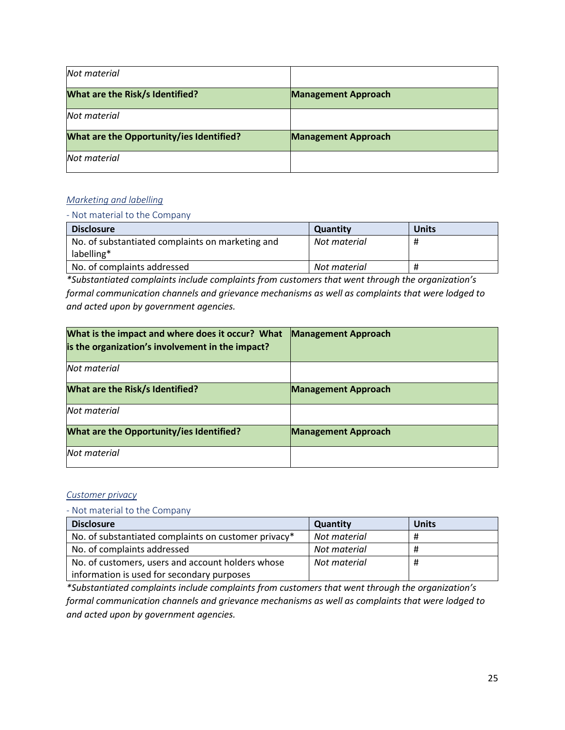| Not material | |
|---|---|
| **What are the Risk/s Identified?** | **Management Approach** |
| *Not material* | |
| **What are the Opportunity/ies Identified?** | **Management Approach** |
| *Not material* | |

*Marketing and labelling*

- Not material to the Company

| Disclosure | Quantity | Units |
|---|---|---|
| No. of substantiated complaints on marketing and labelling* | *Not material* | # |
| No. of complaints addressed | *Not material* | # |

**Substantiated complaints include complaints from customers that went through the organization's formal communication channels and grievance mechanisms as well as complaints that were lodged to and acted upon by government agencies.*

| What is the impact and where does it occur? What is the organization's involvement in the impact? | Management Approach |
|---|---|
| *Not material* | |
| **What are the Risk/s Identified?** | **Management Approach** |
| *Not material* | |
| **What are the Opportunity/ies Identified?** | **Management Approach** |
| *Not material* | |

*Customer privacy*

- Not material to the Company

| Disclosure | Quantity | Units |
|---|---|---|
| No. of substantiated complaints on customer privacy* | *Not material* | # |
| No. of complaints addressed | *Not material* | # |
| No. of customers, users and account holders whose information is used for secondary purposes | *Not material* | # |

**Substantiated complaints include complaints from customers that went through the organization's formal communication channels and grievance mechanisms as well as complaints that were lodged to and acted upon by government agencies.*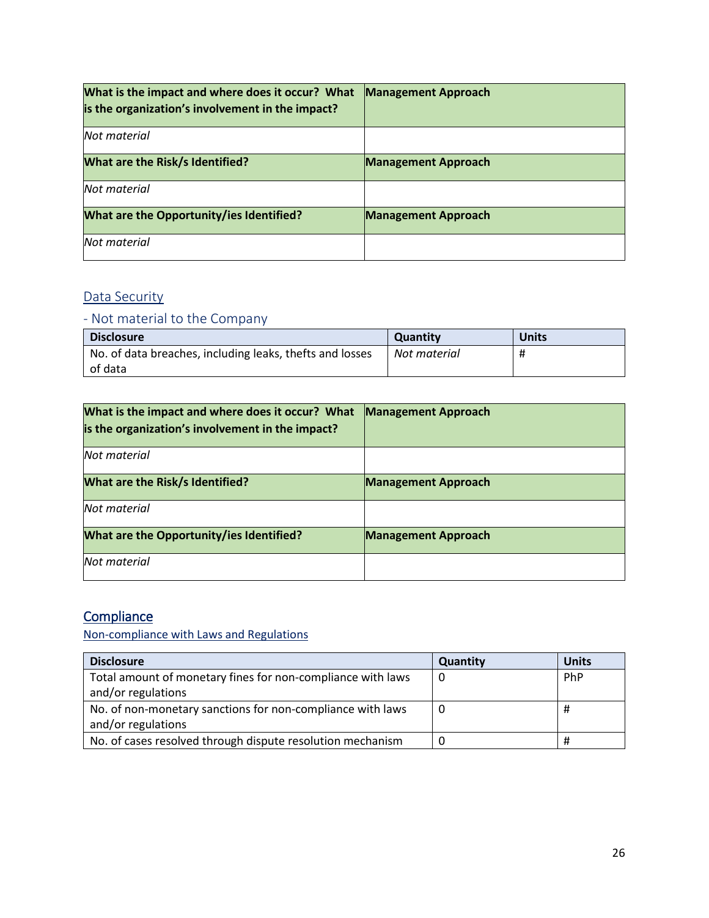| What is the impact and where does it occur? What is the organization's involvement in the impact? | Management Approach |
| --- | --- |
| *Not material* | |
| **What are the Risk/s Identified?** | **Management Approach** |
| *Not material* | |
| **What are the Opportunity/ies Identified?** | **Management Approach** |
| *Not material* | |

## Data Security

### - Not material to the Company

| Disclosure | Quantity | Units |
| --- | --- | --- |
| No. of data breaches, including leaks, thefts and losses of data | *Not material* | # |

| What is the impact and where does it occur? What is the organization's involvement in the impact? | Management Approach |
| --- | --- |
| *Not material* | |
| **What are the Risk/s Identified?** | **Management Approach** |
| *Not material* | |
| **What are the Opportunity/ies Identified?** | **Management Approach** |
| *Not material* | |

## Compliance

### Non-compliance with Laws and Regulations

| Disclosure | Quantity | Units |
| --- | --- | --- |
| Total amount of monetary fines for non-compliance with laws and/or regulations | 0 | PhP |
| No. of non-monetary sanctions for non-compliance with laws and/or regulations | 0 | # |
| No. of cases resolved through dispute resolution mechanism | 0 | # |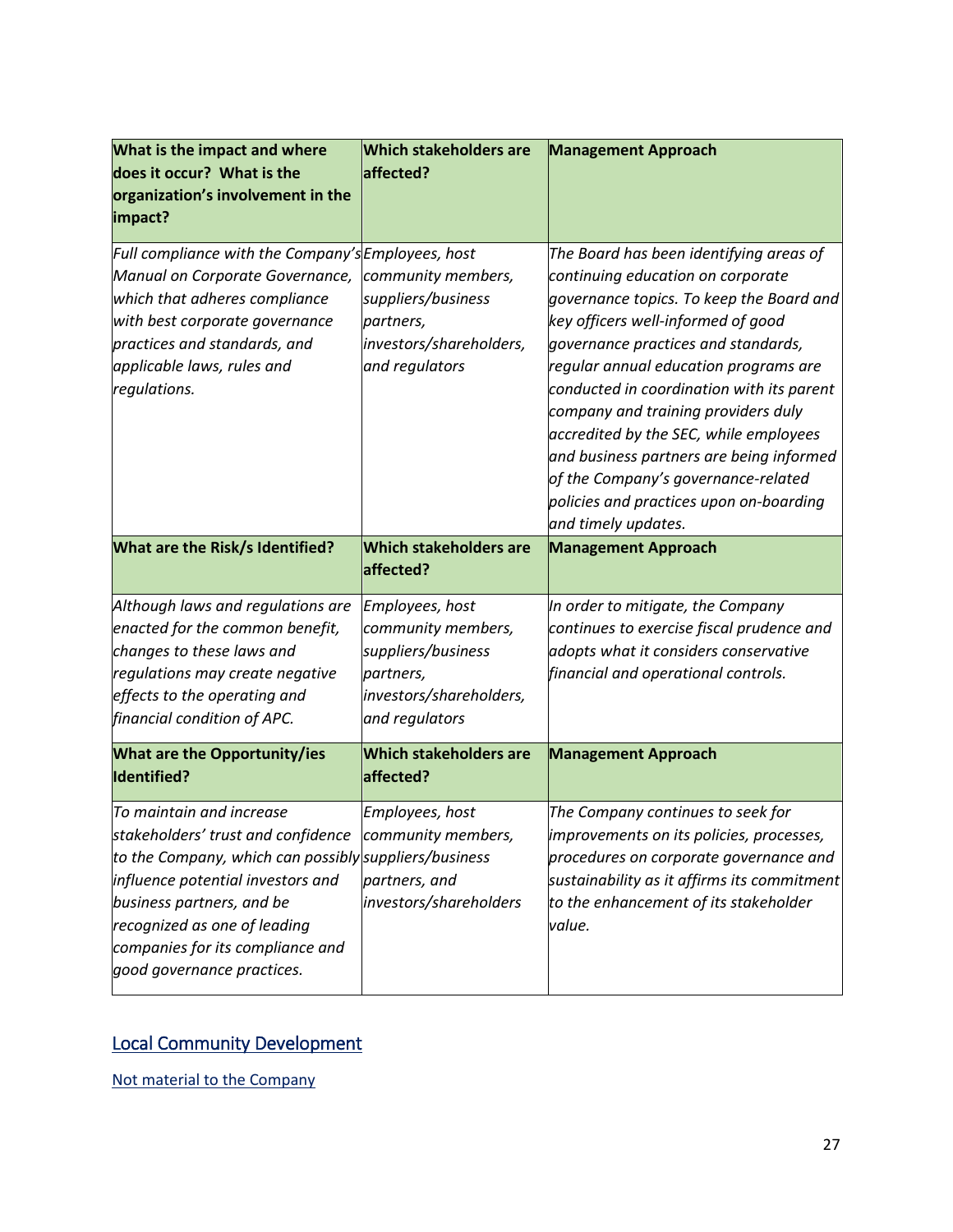| What is the impact and where does it occur? What is the organization's involvement in the impact? | Which stakeholders are affected? | Management Approach |
|---|---|---|
| *Full compliance with the Company's Manual on Corporate Governance, which that adheres compliance with best corporate governance practices and standards, and applicable laws, rules and regulations.* | *Employees, host community members, suppliers/business partners, investors/shareholders, and regulators* | *The Board has been identifying areas of continuing education on corporate governance topics. To keep the Board and key officers well-informed of good governance practices and standards, regular annual education programs are conducted in coordination with its parent company and training providers duly accredited by the SEC, while employees and business partners are being informed of the Company's governance-related policies and practices upon on-boarding and timely updates.* |
| **What are the Risk/s Identified?** | **Which stakeholders are affected?** | **Management Approach** |
| *Although laws and regulations are enacted for the common benefit, changes to these laws and regulations may create negative effects to the operating and financial condition of APC.* | *Employees, host community members, suppliers/business partners, investors/shareholders, and regulators* | *In order to mitigate, the Company continues to exercise fiscal prudence and adopts what it considers conservative financial and operational controls.* |
| **What are the Opportunity/ies Identified?** | **Which stakeholders are affected?** | **Management Approach** |
| *To maintain and increase stakeholders' trust and confidence to the Company, which can possibly influence potential investors and business partners, and be recognized as one of leading companies for its compliance and good governance practices.* | *Employees, host community members, suppliers/business partners, and investors/shareholders* | *The Company continues to seek for improvements on its policies, processes, procedures on corporate governance and sustainability as it affirms its commitment to the enhancement of its stakeholder value.* |

## Local Community Development

Not material to the Company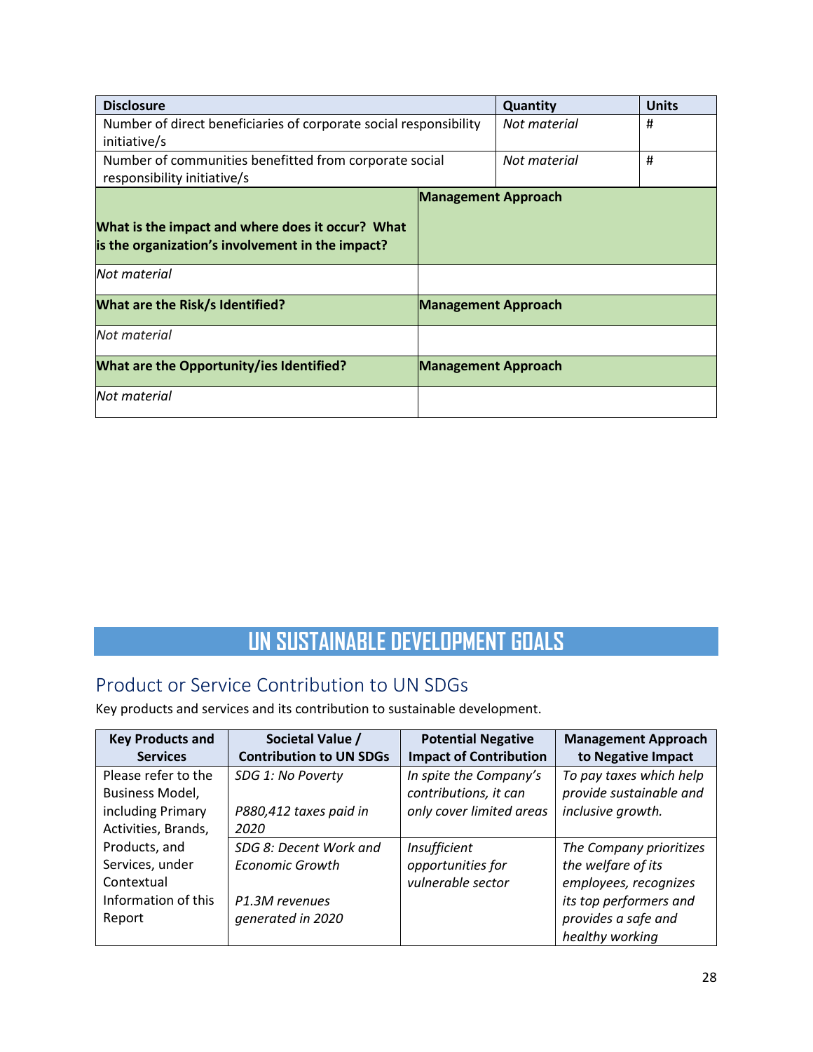| Disclosure | Quantity | Units |
|---|---|---|
| Number of direct beneficiaries of corporate social responsibility initiative/s | *Not material* | # |
| Number of communities benefitted from corporate social responsibility initiative/s | *Not material* | # |

| What is the impact and where does it occur? What is the organization's involvement in the impact? | Management Approach |
|---|---|
| *Not material* | |
| **What are the Risk/s Identified?** | **Management Approach** |
| *Not material* | |
| **What are the Opportunity/ies Identified?** | **Management Approach** |
| *Not material* | |

# UN SUSTAINABLE DEVELOPMENT GOALS

## Product or Service Contribution to UN SDGs

Key products and services and its contribution to sustainable development.

| Key Products and Services | Societal Value / Contribution to UN SDGs | Potential Negative Impact of Contribution | Management Approach to Negative Impact |
|---|---|---|---|
| Please refer to the Business Model, including Primary Activities, Brands, Products, and Services, under Contextual Information of this Report | *SDG 1: No Poverty*<br><br>*P880,412 taxes paid in 2020* | *In spite the Company's contributions, it can only cover limited areas* | *To pay taxes which help provide sustainable and inclusive growth.* |
| | *SDG 8: Decent Work and Economic Growth*<br><br>*P1.3M revenues generated in 2020* | *Insufficient opportunities for vulnerable sector* | *The Company prioritizes the welfare of its employees, recognizes its top performers and provides a safe and healthy working* |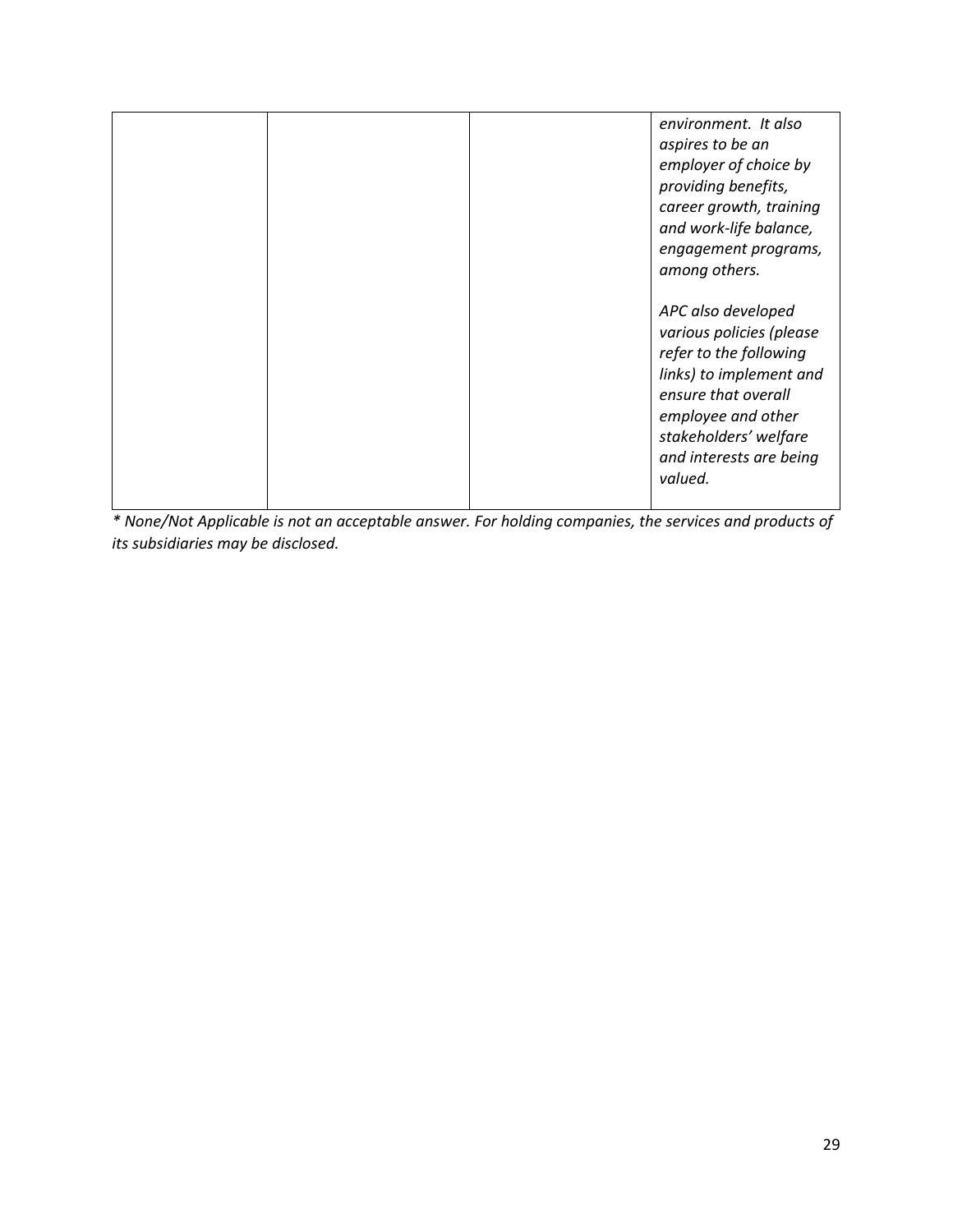| | | | |
|---|---|---|---|
| | | | *environment. It also aspires to be an employer of choice by providing benefits, career growth, training and work-life balance, engagement programs, among others.*<br><br>*APC also developed various policies (please refer to the following links) to implement and ensure that overall employee and other stakeholders' welfare and interests are being valued.* |

*\* None/Not Applicable is not an acceptable answer. For holding companies, the services and products of its subsidiaries may be disclosed.*